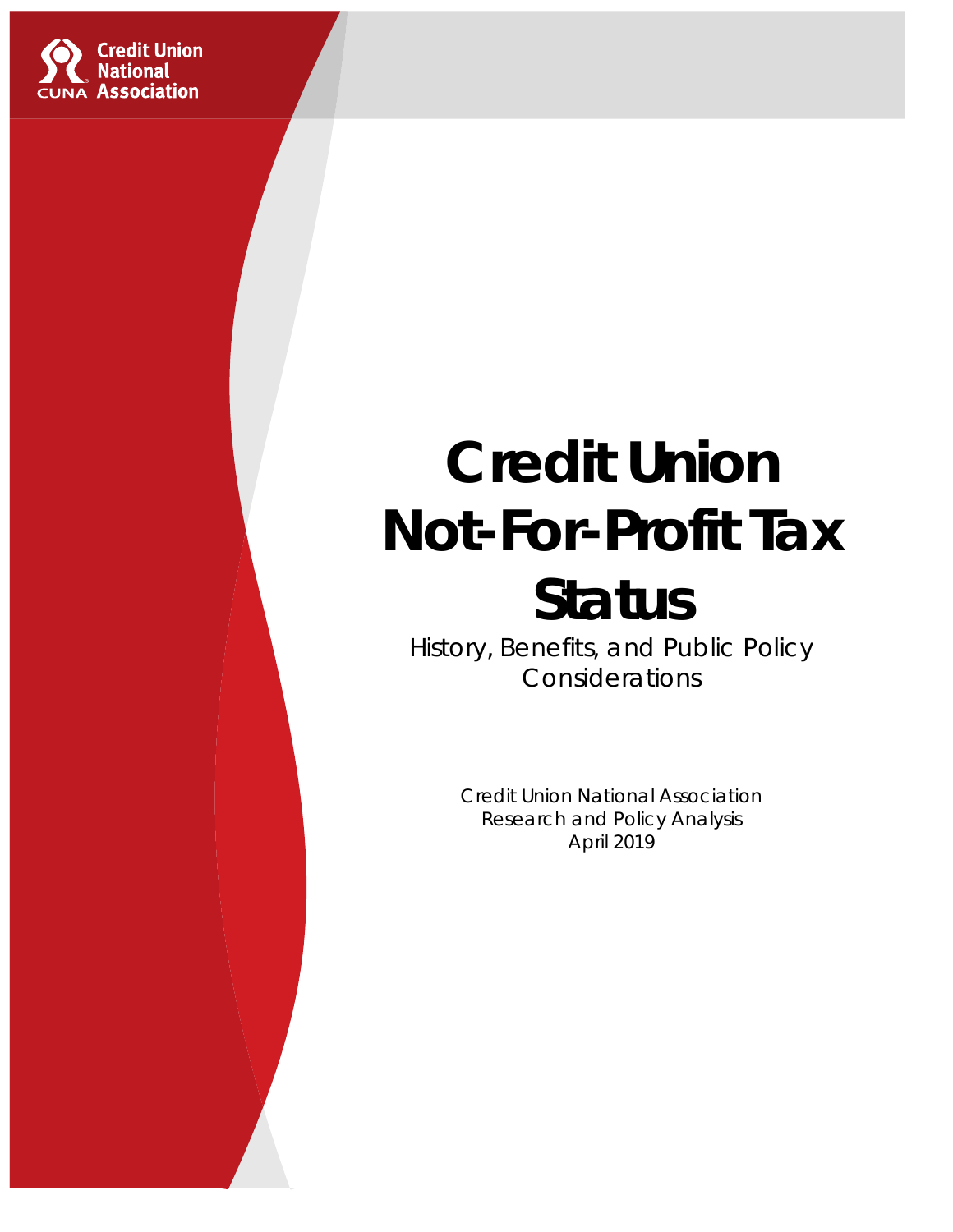Credit Union National Association

# Credit Union Not-For-Profit Tax Status

History, Benefits, and Public Policy Considerations

Credit Union National Association
Research and Policy Analysis
April 2019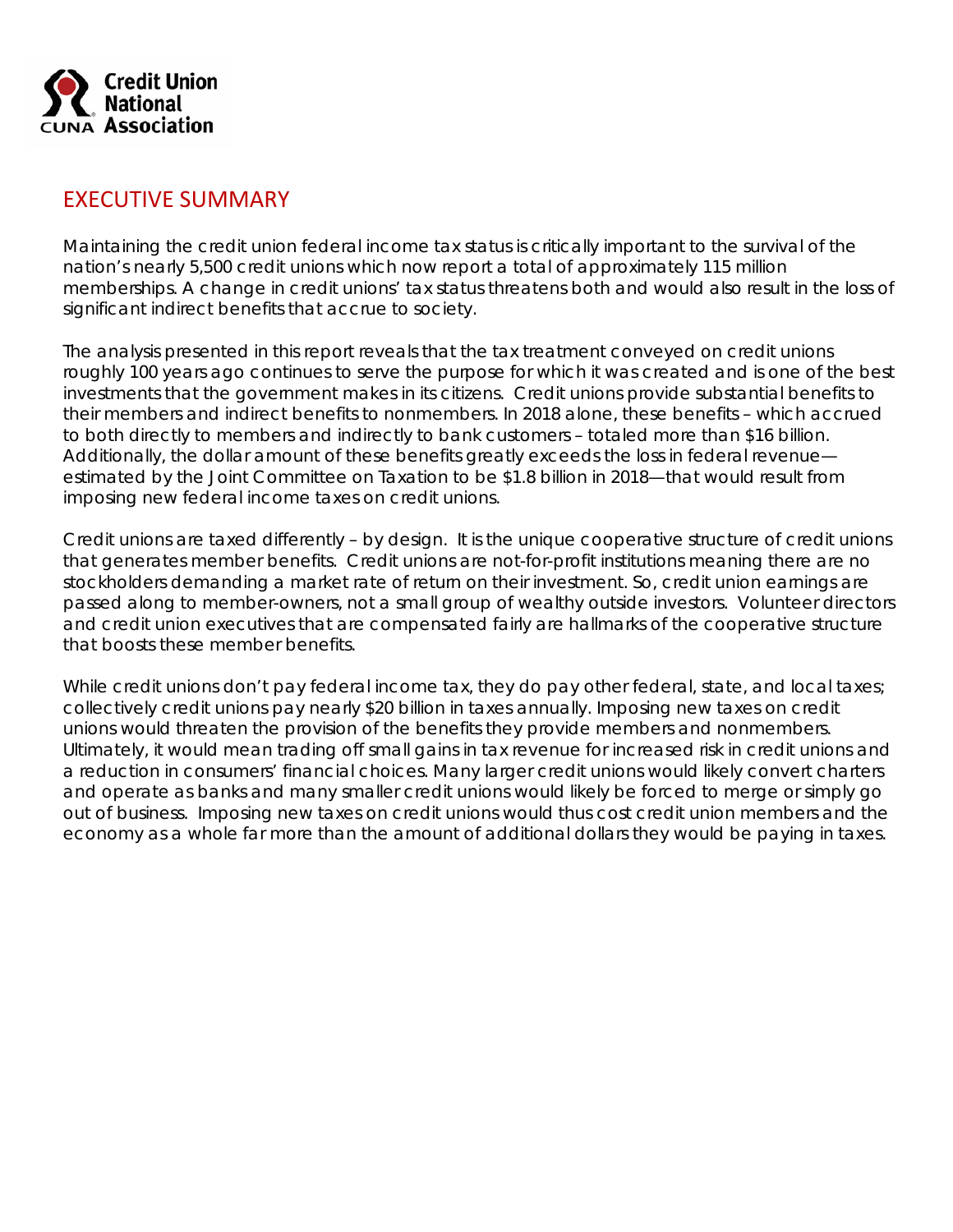## EXECUTIVE SUMMARY

Maintaining the credit union federal income tax status is critically important to the survival of the nation's nearly 5,500 credit unions which now report a total of approximately 115 million memberships. A change in credit unions' tax status threatens both and would also result in the loss of significant indirect benefits that accrue to society.

The analysis presented in this report reveals that the tax treatment conveyed on credit unions roughly 100 years ago continues to serve the purpose for which it was created and is one of the best investments that the government makes in its citizens. Credit unions provide substantial benefits to their members and indirect benefits to nonmembers. In 2018 alone, these benefits – which accrued to both directly to members and indirectly to bank customers – totaled more than $16 billion. Additionally, the dollar amount of these benefits greatly exceeds the loss in federal revenue—estimated by the Joint Committee on Taxation to be $1.8 billion in 2018—that would result from imposing new federal income taxes on credit unions.

Credit unions are taxed differently – by design. It is the unique cooperative structure of credit unions that generates member benefits. Credit unions are not-for-profit institutions meaning there are no stockholders demanding a market rate of return on their investment. So, credit union earnings are passed along to member-owners, not a small group of wealthy outside investors. Volunteer directors and credit union executives that are compensated fairly are hallmarks of the cooperative structure that boosts these member benefits.

While credit unions don't pay federal income tax, they do pay other federal, state, and local taxes; collectively credit unions pay nearly $20 billion in taxes annually. Imposing new taxes on credit unions would threaten the provision of the benefits they provide members and nonmembers. Ultimately, it would mean trading off small gains in tax revenue for increased risk in credit unions and a reduction in consumers' financial choices. Many larger credit unions would likely convert charters and operate as banks and many smaller credit unions would likely be forced to merge or simply go out of business. Imposing new taxes on credit unions would thus cost credit union members and the economy as a whole far more than the amount of additional dollars they would be paying in taxes.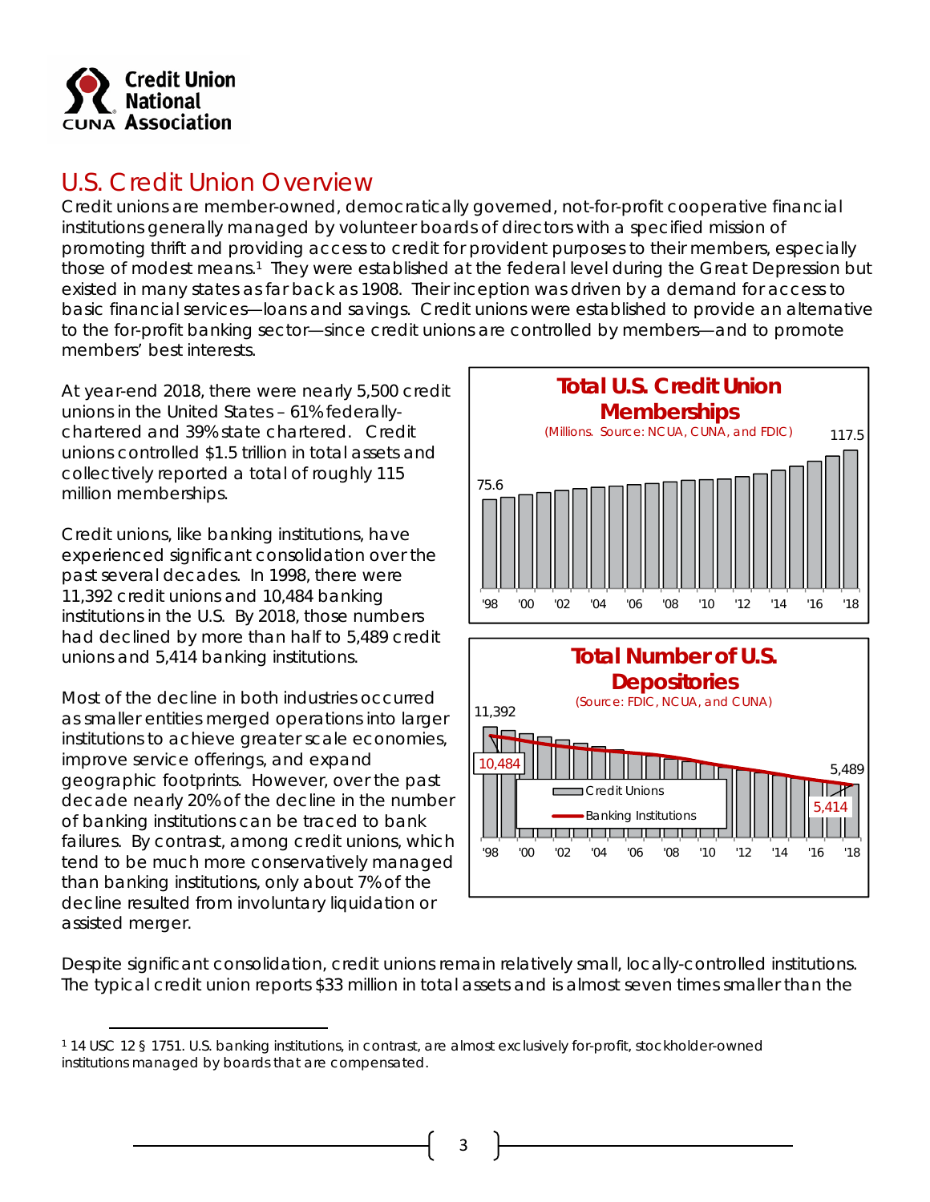# U.S. Credit Union Overview

Credit unions are member-owned, democratically governed, not-for-profit cooperative financial institutions generally managed by volunteer boards of directors with a specified mission of promoting thrift and providing access to credit for provident purposes to their members, especially those of modest means.[1] They were established at the federal level during the Great Depression but existed in many states as far back as 1908. Their inception was driven by a demand for access to basic financial services—loans and savings. Credit unions were established to provide an alternative to the for-profit banking sector—since credit unions are controlled by members—and to promote members' best interests.

At year-end 2018, there were nearly 5,500 credit unions in the United States – 61% federally-chartered and 39% state chartered. Credit unions controlled $1.5 trillion in total assets and collectively reported a total of roughly 115 million memberships.

Credit unions, like banking institutions, have experienced significant consolidation over the past several decades. In 1998, there were 11,392 credit unions and 10,484 banking institutions in the U.S. By 2018, those numbers had declined by more than half to 5,489 credit unions and 5,414 banking institutions.

Most of the decline in both industries occurred as smaller entities merged operations into larger institutions to achieve greater scale economies, improve service offerings, and expand geographic footprints. However, over the past decade nearly 20% of the decline in the number of banking institutions can be traced to bank failures. By contrast, among credit unions, which tend to be much more conservatively managed than banking institutions, only about 7% of the decline resulted from involuntary liquidation or assisted merger.

**Total U.S. Credit Union Memberships**
(Millions. Source: NCUA, CUNA, and FDIC)

75.6 ('98) … 117.5 ('18)

**Total Number of U.S. Depositories**
(Source: FDIC, NCUA, and CUNA)

Credit Unions: 11,392 ('98) … 5,489 ('18)
Banking Institutions: 10,484 ('98) … 5,414 ('18)

Despite significant consolidation, credit unions remain relatively small, locally-controlled institutions. The typical credit union reports $33 million in total assets and is almost seven times smaller than the

[1] 14 USC 12 § 1751. U.S. banking institutions, in contrast, are almost exclusively for-profit, stockholder-owned institutions managed by boards that are compensated.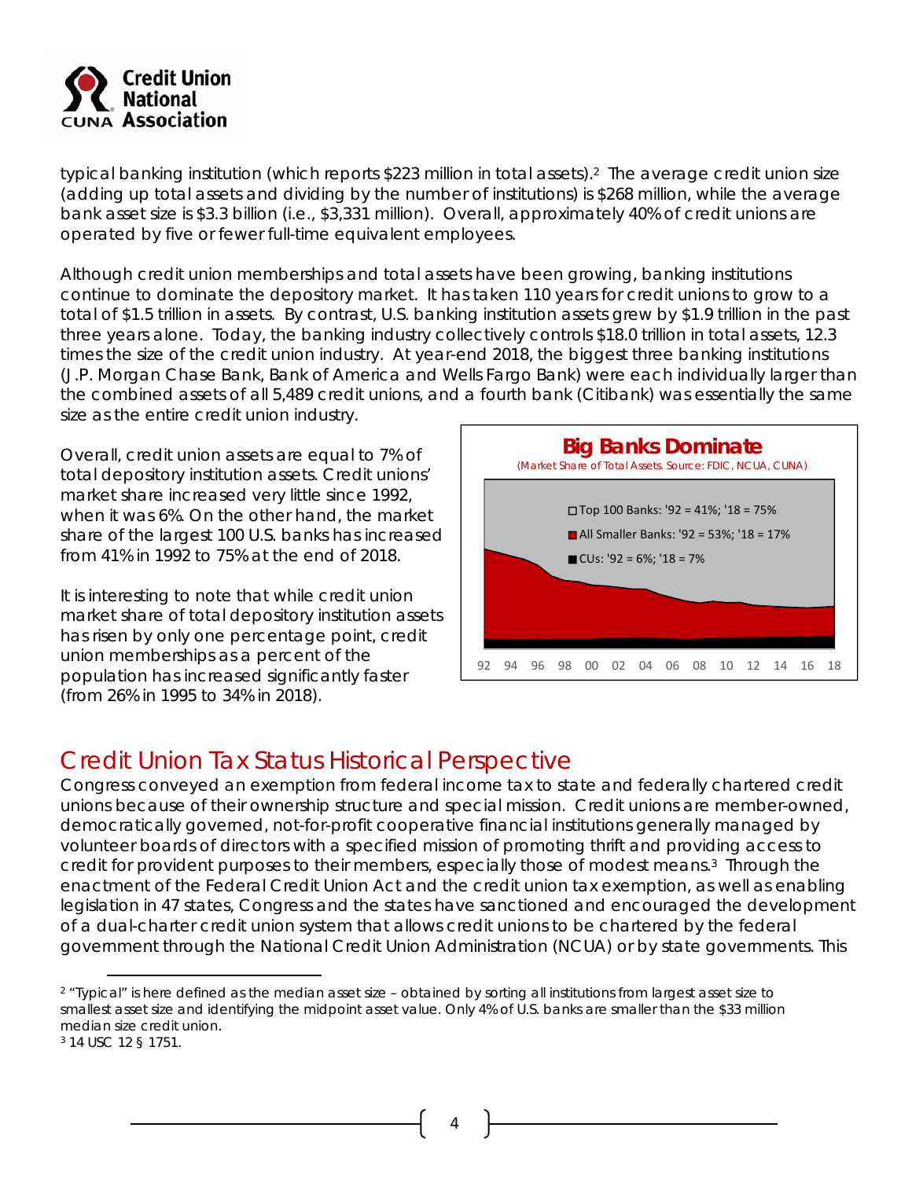typical banking institution (which reports $223 million in total assets).[2] The average credit union size (adding up total assets and dividing by the number of institutions) is $268 million, while the average bank asset size is $3.3 billion (i.e., $3,331 million). Overall, approximately 40% of credit unions are operated by five or fewer full-time equivalent employees.

Although credit union memberships and total assets have been growing, banking institutions continue to dominate the depository market. It has taken 110 years for credit unions to grow to a total of $1.5 trillion in assets. By contrast, U.S. banking institution assets grew by $1.9 trillion in the past three years alone. Today, the banking industry collectively controls $18.0 trillion in total assets, 12.3 times the size of the credit union industry. At year-end 2018, the biggest three banking institutions (J.P. Morgan Chase Bank, Bank of America and Wells Fargo Bank) were each individually larger than the combined assets of all 5,489 credit unions, and a fourth bank (Citibank) was essentially the same size as the entire credit union industry.

Overall, credit union assets are equal to 7% of total depository institution assets. Credit unions' market share increased very little since 1992, when it was 6%. On the other hand, the market share of the largest 100 U.S. banks has increased from 41% in 1992 to 75% at the end of 2018.

It is interesting to note that while credit union market share of total depository institution assets has risen by only one percentage point, credit union memberships as a percent of the population has increased significantly faster (from 26% in 1995 to 34% in 2018).

**Big Banks Dominate**
(Market Share of Total Assets. Source: FDIC, NCUA, CUNA)

- Top 100 Banks: '92 = 41%; '18 = 75%
- All Smaller Banks: '92 = 53%; '18 = 17%
- CUs: '92 = 6%; '18 = 7%

## Credit Union Tax Status Historical Perspective

Congress conveyed an exemption from federal income tax to state and federally chartered credit unions because of their ownership structure and special mission. Credit unions are member-owned, democratically governed, not-for-profit cooperative financial institutions generally managed by volunteer boards of directors with a specified mission of promoting thrift and providing access to credit for provident purposes to their members, especially those of modest means.[3] Through the enactment of the Federal Credit Union Act and the credit union tax exemption, as well as enabling legislation in 47 states, Congress and the states have sanctioned and encouraged the development of a dual-charter credit union system that allows credit unions to be chartered by the federal government through the National Credit Union Administration (NCUA) or by state governments. This

---

[2] "Typical" is here defined as the median asset size – obtained by sorting all institutions from largest asset size to smallest asset size and identifying the midpoint asset value. Only 4% of U.S. banks are smaller than the $33 million median size credit union.

[3] 14 USC 12 § 1751.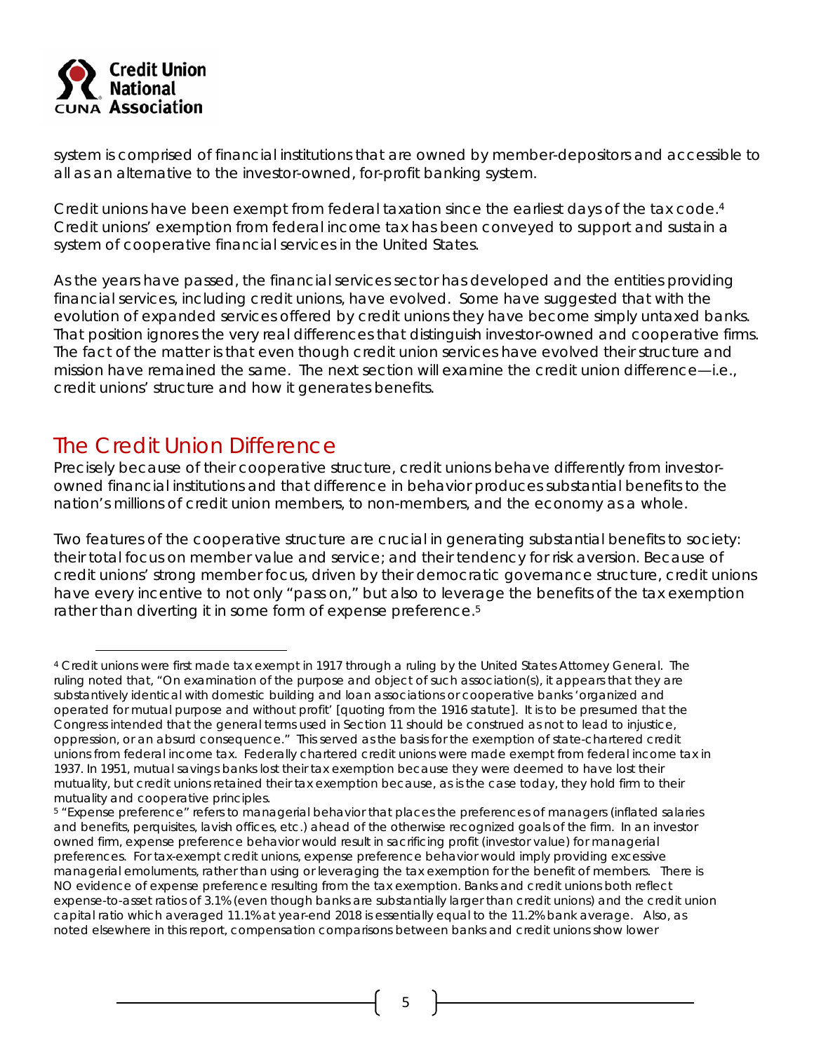system is comprised of financial institutions that are owned by member-depositors and accessible to all as an alternative to the investor-owned, for-profit banking system.

Credit unions have been exempt from federal taxation since the earliest days of the tax code.[4] Credit unions' exemption from federal income tax has been conveyed to support and sustain a system of cooperative financial services in the United States.

As the years have passed, the financial services sector has developed and the entities providing financial services, including credit unions, have evolved. Some have suggested that with the evolution of expanded services offered by credit unions they have become simply untaxed banks. That position ignores the very real differences that distinguish investor-owned and cooperative firms. The fact of the matter is that even though credit union services have evolved their structure and mission have remained the same. The next section will examine the credit union difference—i.e., credit unions' structure and how it generates benefits.

## The Credit Union Difference

Precisely because of their cooperative structure, credit unions behave differently from investor-owned financial institutions and that difference in behavior produces substantial benefits to the nation's millions of credit union members, to non-members, and the economy as a whole.

Two features of the cooperative structure are crucial in generating substantial benefits to society: their total focus on member value and service; and their tendency for risk aversion. Because of credit unions' strong member focus, driven by their democratic governance structure, credit unions have every incentive to not only "pass on," but also to leverage the benefits of the tax exemption rather than diverting it in some form of expense preference.[5]

---

[4] Credit unions were first made tax exempt in 1917 through a ruling by the United States Attorney General. The ruling noted that, "On examination of the purpose and object of such association(s), it appears that they are substantively identical with domestic building and loan associations or cooperative banks 'organized and operated for mutual purpose and without profit' [quoting from the 1916 statute]. It is to be presumed that the Congress intended that the general terms used in Section 11 should be construed as not to lead to injustice, oppression, or an absurd consequence." This served as the basis for the exemption of state-chartered credit unions from federal income tax. Federally chartered credit unions were made exempt from federal income tax in 1937. In 1951, mutual savings banks lost their tax exemption because they were deemed to have lost their mutuality, but credit unions retained their tax exemption because, as is the case today, they hold firm to their mutuality and cooperative principles.

[5] "Expense preference" refers to managerial behavior that places the preferences of managers (inflated salaries and benefits, perquisites, lavish offices, etc.) ahead of the otherwise recognized goals of the firm. In an investor owned firm, expense preference behavior would result in sacrificing profit (investor value) for managerial preferences. For tax-exempt credit unions, expense preference behavior would imply providing excessive managerial emoluments, rather than using or leveraging the tax exemption for the benefit of members. There is NO evidence of expense preference resulting from the tax exemption. Banks and credit unions both reflect expense-to-asset ratios of 3.1% (even though banks are substantially larger than credit unions) and the credit union capital ratio which averaged 11.1% at year-end 2018 is essentially equal to the 11.2% bank average. Also, as noted elsewhere in this report, compensation comparisons between banks and credit unions show lower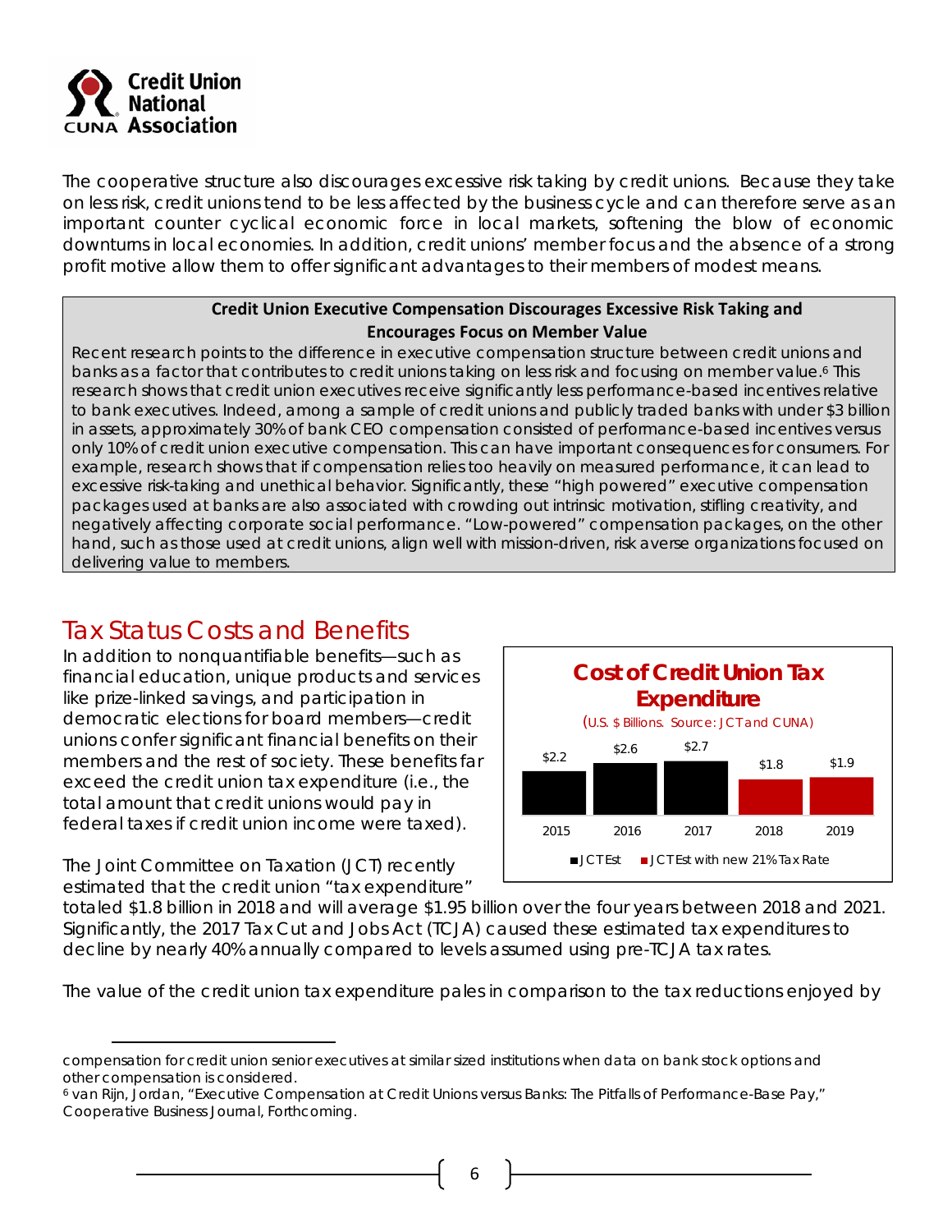The cooperative structure also discourages excessive risk taking by credit unions. Because they take on less risk, credit unions tend to be less affected by the business cycle and can therefore serve as an important counter cyclical economic force in local markets, softening the blow of economic downturns in local economies. In addition, credit unions' member focus and the absence of a strong profit motive allow them to offer significant advantages to their members of modest means.

> **Credit Union Executive Compensation Discourages Excessive Risk Taking and Encourages Focus on Member Value**
>
> Recent research points to the difference in executive compensation structure between credit unions and banks as a factor that contributes to credit unions taking on less risk and focusing on member value.[6] This research shows that credit union executives receive significantly less performance-based incentives relative to bank executives. Indeed, among a sample of credit unions and publicly traded banks with under $3 billion in assets, approximately 30% of bank CEO compensation consisted of performance-based incentives versus only 10% of credit union executive compensation. This can have important consequences for consumers. For example, research shows that if compensation relies too heavily on measured performance, it can lead to excessive risk-taking and unethical behavior. Significantly, these "high powered" executive compensation packages used at banks are also associated with crowding out intrinsic motivation, stifling creativity, and negatively affecting corporate social performance. "Low-powered" compensation packages, on the other hand, such as those used at credit unions, align well with mission-driven, risk averse organizations focused on delivering value to members.

## Tax Status Costs and Benefits

In addition to nonquantifiable benefits—such as financial education, unique products and services like prize-linked savings, and participation in democratic elections for board members—credit unions confer significant financial benefits on their members and the rest of society. These benefits far exceed the credit union tax expenditure (i.e., the total amount that credit unions would pay in federal taxes if credit union income were taxed).

**Cost of Credit Union Tax Expenditure**

(U.S. $ Billions. Source: JCT and CUNA)

| Year | Value | Series |
|---|---|---|
| 2015 | $2.2 | JCT Est |
| 2016 | $2.6 | JCT Est |
| 2017 | $2.7 | JCT Est |
| 2018 | $1.8 | JCT Est with new 21% Tax Rate |
| 2019 | $1.9 | JCT Est with new 21% Tax Rate |

The Joint Committee on Taxation (JCT) recently estimated that the credit union "tax expenditure" totaled $1.8 billion in 2018 and will average $1.95 billion over the four years between 2018 and 2021. Significantly, the 2017 Tax Cut and Jobs Act (TCJA) caused these estimated tax expenditures to decline by nearly 40% annually compared to levels assumed using pre-TCJA tax rates.

The value of the credit union tax expenditure pales in comparison to the tax reductions enjoyed by

---

compensation for credit union senior executives at similar sized institutions when data on bank stock options and other compensation is considered.

[6] van Rijn, Jordan, "Executive Compensation at Credit Unions versus Banks: The Pitfalls of Performance-Base Pay," Cooperative Business Journal, Forthcoming.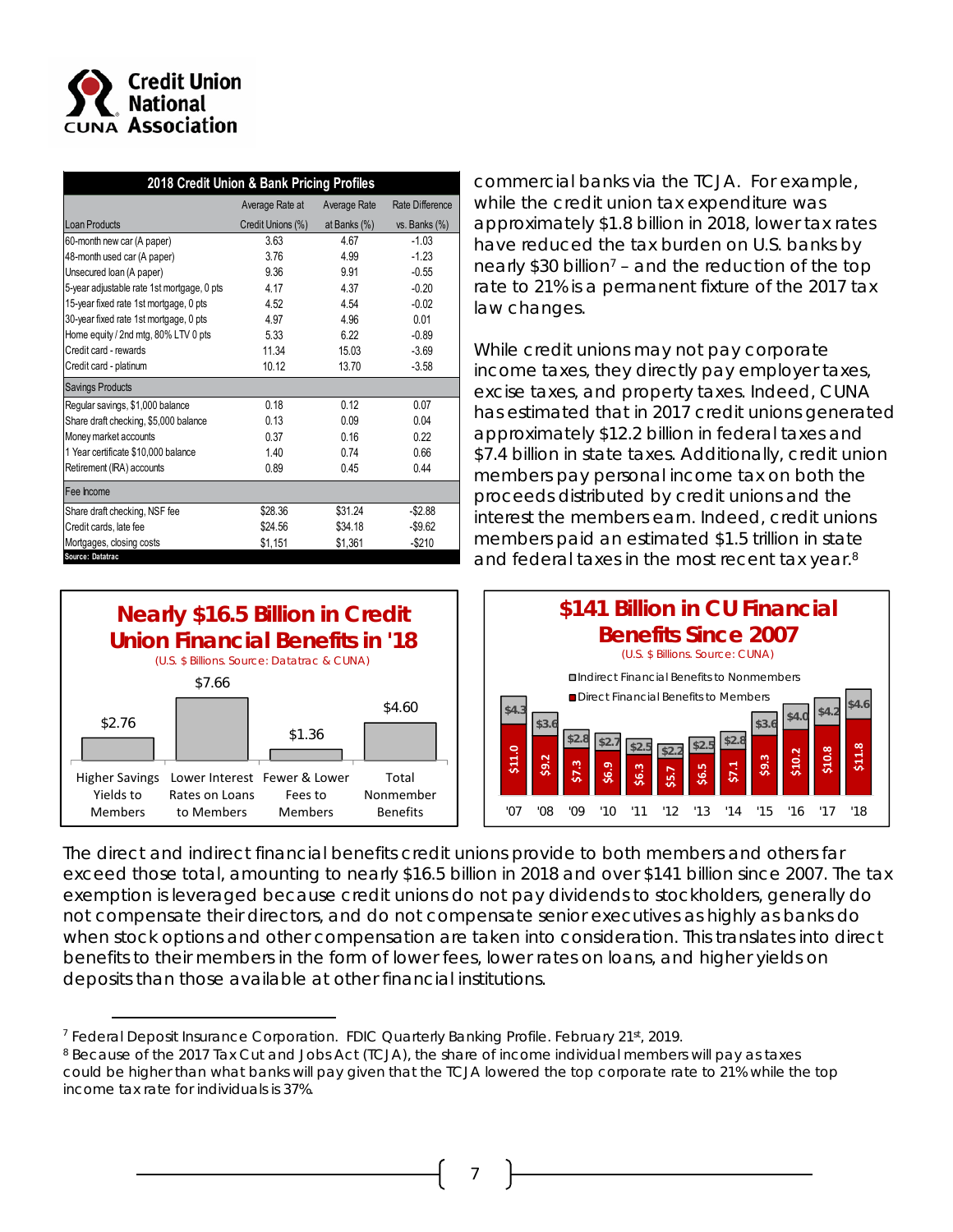Credit Union National Association

| 2018 Credit Union & Bank Pricing Profiles | | | |
|---|---|---|---|
| Loan Products | Average Rate at Credit Unions (%) | Average Rate at Banks (%) | Rate Difference vs. Banks (%) |
| 60-month new car (A paper) | 3.63 | 4.67 | -1.03 |
| 48-month used car (A paper) | 3.76 | 4.99 | -1.23 |
| Unsecured loan (A paper) | 9.36 | 9.91 | -0.55 |
| 5-year adjustable rate 1st mortgage, 0 pts | 4.17 | 4.37 | -0.20 |
| 15-year fixed rate 1st mortgage, 0 pts | 4.52 | 4.54 | -0.02 |
| 30-year fixed rate 1st mortgage, 0 pts | 4.97 | 4.96 | 0.01 |
| Home equity / 2nd mtg, 80% LTV 0 pts | 5.33 | 6.22 | -0.89 |
| Credit card - rewards | 11.34 | 15.03 | -3.69 |
| Credit card - platinum | 10.12 | 13.70 | -3.58 |
| Savings Products | | | |
| Regular savings, $1,000 balance | 0.18 | 0.12 | 0.07 |
| Share draft checking, $5,000 balance | 0.13 | 0.09 | 0.04 |
| Money market accounts | 0.37 | 0.16 | 0.22 |
| 1 Year certificate $10,000 balance | 1.40 | 0.74 | 0.66 |
| Retirement (IRA) accounts | 0.89 | 0.45 | 0.44 |
| Fee Income | | | |
| Share draft checking, NSF fee | $28.36 | $31.24 | -$2.88 |
| Credit cards, late fee | $24.56 | $34.18 | -$9.62 |
| Mortgages, closing costs | $1,151 | $1,361 | -$210 |

Source: Datatrac

commercial banks via the TCJA. For example, while the credit union tax expenditure was approximately $1.8 billion in 2018, lower tax rates have reduced the tax burden on U.S. banks by nearly $30 billion[7] – and the reduction of the top rate to 21% is a permanent fixture of the 2017 tax law changes.

While credit unions may not pay corporate income taxes, they directly pay employer taxes, excise taxes, and property taxes. Indeed, CUNA has estimated that in 2017 credit unions generated approximately $12.2 billion in federal taxes and $7.4 billion in state taxes. Additionally, credit union members pay personal income tax on both the proceeds distributed by credit unions and the interest the members earn. Indeed, credit unions members paid an estimated $1.5 trillion in state and federal taxes in the most recent tax year.[8]

**Nearly $16.5 Billion in Credit Union Financial Benefits in '18**

(U.S. $ Billions. Source: Datatrac & CUNA)

| Higher Savings Yields to Members | Lower Interest Rates on Loans to Members | Fewer & Lower Fees to Members | Total Nonmember Benefits |
|---|---|---|---|
| $2.76 | $7.66 | $1.36 | $4.60 |

**$141 Billion in CU Financial Benefits Since 2007**

(U.S. $ Billions. Source: CUNA)

| Year | Direct Financial Benefits to Members | Indirect Financial Benefits to Nonmembers |
|---|---|---|
| '07 | $11.0 | $4.3 |
| '08 | $9.2 | $3.6 |
| '09 | $7.3 | $2.8 |
| '10 | $6.9 | $2.7 |
| '11 | $6.3 | $2.5 |
| '12 | $5.7 | $2.2 |
| '13 | $6.5 | $2.5 |
| '14 | $7.1 | $2.8 |
| '15 | $9.3 | $3.6 |
| '16 | $10.2 | $4.0 |
| '17 | $10.8 | $4.2 |
| '18 | $11.8 | $4.6 |

The direct and indirect financial benefits credit unions provide to both members and others far exceed those total, amounting to nearly $16.5 billion in 2018 and over $141 billion since 2007. The tax exemption is leveraged because credit unions do not pay dividends to stockholders, generally do not compensate their directors, and do not compensate senior executives as highly as banks do when stock options and other compensation are taken into consideration. This translates into direct benefits to their members in the form of lower fees, lower rates on loans, and higher yields on deposits than those available at other financial institutions.

[7] Federal Deposit Insurance Corporation. FDIC Quarterly Banking Profile. February 21st, 2019.

[8] Because of the 2017 Tax Cut and Jobs Act (TCJA), the share of income individual members will pay as taxes could be higher than what banks will pay given that the TCJA lowered the top corporate rate to 21% while the top income tax rate for individuals is 37%.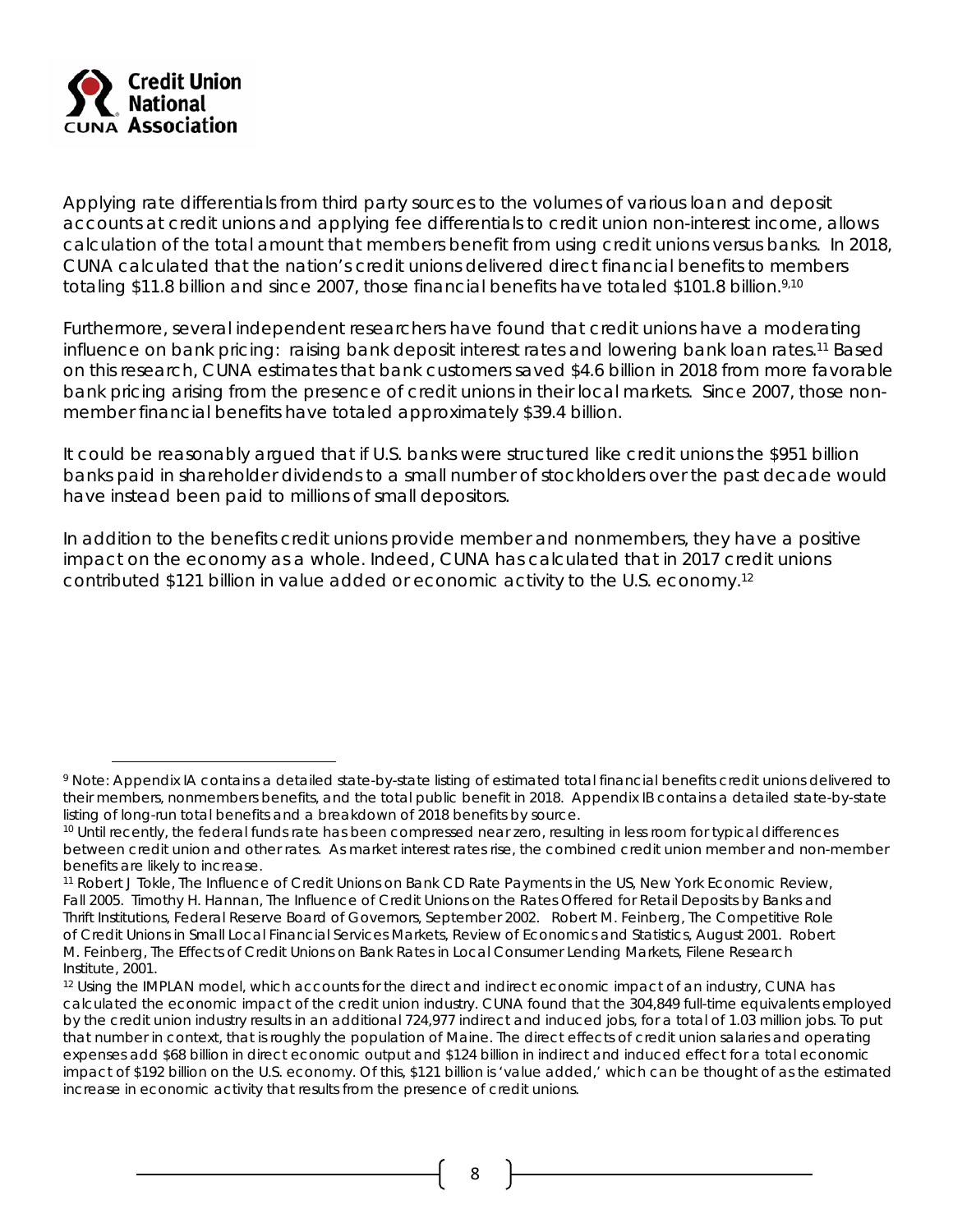Applying rate differentials from third party sources to the volumes of various loan and deposit accounts at credit unions and applying fee differentials to credit union non-interest income, allows calculation of the total amount that members benefit from using credit unions versus banks. In 2018, CUNA calculated that the nation's credit unions delivered direct financial benefits to members totaling $11.8 billion and since 2007, those financial benefits have totaled $101.8 billion.[9,10]

Furthermore, several independent researchers have found that credit unions have a moderating influence on bank pricing: raising bank deposit interest rates and lowering bank loan rates.[11] Based on this research, CUNA estimates that bank customers saved $4.6 billion in 2018 from more favorable bank pricing arising from the presence of credit unions in their local markets. Since 2007, those non-member financial benefits have totaled approximately $39.4 billion.

It could be reasonably argued that if U.S. banks were structured like credit unions the $951 billion banks paid in shareholder dividends to a small number of stockholders over the past decade would have instead been paid to millions of small depositors.

In addition to the benefits credit unions provide member and nonmembers, they have a positive impact on the economy as a whole. Indeed, CUNA has calculated that in 2017 credit unions contributed $121 billion in value added or economic activity to the U.S. economy.[12]

---

[9] Note: Appendix IA contains a detailed state-by-state listing of estimated total financial benefits credit unions delivered to their members, nonmembers benefits, and the total public benefit in 2018. Appendix IB contains a detailed state-by-state listing of long-run total benefits and a breakdown of 2018 benefits by source.

[10] Until recently, the federal funds rate has been compressed near zero, resulting in less room for typical differences between credit union and other rates. As market interest rates rise, the combined credit union member and non-member benefits are likely to increase.

[11] Robert J Tokle, The Influence of Credit Unions on Bank CD Rate Payments in the US, New York Economic Review, Fall 2005. Timothy H. Hannan, The Influence of Credit Unions on the Rates Offered for Retail Deposits by Banks and Thrift Institutions, Federal Reserve Board of Governors, September 2002. Robert M. Feinberg, The Competitive Role of Credit Unions in Small Local Financial Services Markets, Review of Economics and Statistics, August 2001. Robert M. Feinberg, The Effects of Credit Unions on Bank Rates in Local Consumer Lending Markets, Filene Research Institute, 2001.

[12] Using the IMPLAN model, which accounts for the direct and indirect economic impact of an industry, CUNA has calculated the economic impact of the credit union industry. CUNA found that the 304,849 full-time equivalents employed by the credit union industry results in an additional 724,977 indirect and induced jobs, for a total of 1.03 million jobs. To put that number in context, that is roughly the population of Maine. The direct effects of credit union salaries and operating expenses add $68 billion in direct economic output and $124 billion in indirect and induced effect for a total economic impact of $192 billion on the U.S. economy. Of this, $121 billion is 'value added,' which can be thought of as the estimated increase in economic activity that results from the presence of credit unions.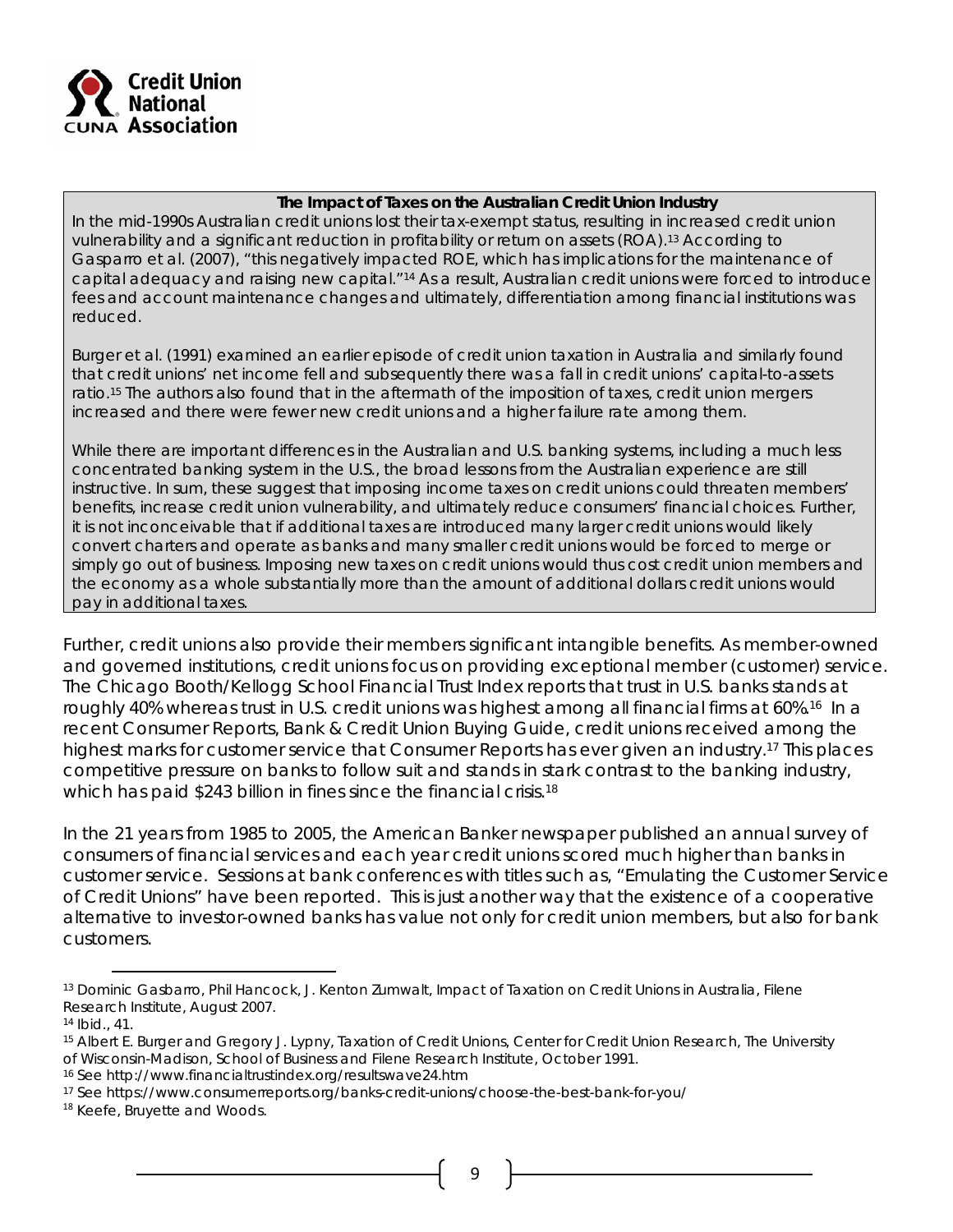**The Impact of Taxes on the Australian Credit Union Industry**

In the mid-1990s Australian credit unions lost their tax-exempt status, resulting in increased credit union vulnerability and a significant reduction in profitability or return on assets (ROA).[13] According to Gasparro et al. (2007), "this negatively impacted ROE, which has implications for the maintenance of capital adequacy and raising new capital."[14] As a result, Australian credit unions were forced to introduce fees and account maintenance changes and ultimately, differentiation among financial institutions was reduced.

Burger et al. (1991) examined an earlier episode of credit union taxation in Australia and similarly found that credit unions' net income fell and subsequently there was a fall in credit unions' capital-to-assets ratio.[15] The authors also found that in the aftermath of the imposition of taxes, credit union mergers increased and there were fewer new credit unions and a higher failure rate among them.

While there are important differences in the Australian and U.S. banking systems, including a much less concentrated banking system in the U.S., the broad lessons from the Australian experience are still instructive. In sum, these suggest that imposing income taxes on credit unions could threaten members' benefits, increase credit union vulnerability, and ultimately reduce consumers' financial choices. Further, it is not inconceivable that if additional taxes are introduced many larger credit unions would likely convert charters and operate as banks and many smaller credit unions would be forced to merge or simply go out of business. Imposing new taxes on credit unions would thus cost credit union members and the economy as a whole substantially more than the amount of additional dollars credit unions would pay in additional taxes.

Further, credit unions also provide their members significant intangible benefits. As member-owned and governed institutions, credit unions focus on providing exceptional member (customer) service. The Chicago Booth/Kellogg School Financial Trust Index reports that trust in U.S. banks stands at roughly 40% whereas trust in U.S. credit unions was highest among all financial firms at 60%.[16] In a recent Consumer Reports, Bank & Credit Union Buying Guide, credit unions received among the highest marks for customer service that Consumer Reports has ever given an industry.[17] This places competitive pressure on banks to follow suit and stands in stark contrast to the banking industry, which has paid $243 billion in fines since the financial crisis.[18]

In the 21 years from 1985 to 2005, the American Banker newspaper published an annual survey of consumers of financial services and each year credit unions scored much higher than banks in customer service. Sessions at bank conferences with titles such as, "Emulating the Customer Service of Credit Unions" have been reported. This is just another way that the existence of a cooperative alternative to investor-owned banks has value not only for credit union members, but also for bank customers.

---

[13] Dominic Gasbarro, Phil Hancock, J. Kenton Zumwalt, Impact of Taxation on Credit Unions in Australia, Filene Research Institute, August 2007.

[14] Ibid., 41.

[15] Albert E. Burger and Gregory J. Lypny, Taxation of Credit Unions, Center for Credit Union Research, The University of Wisconsin-Madison, School of Business and Filene Research Institute, October 1991.

[16] See http://www.financialtrustindex.org/resultswave24.htm

[17] See https://www.consumerreports.org/banks-credit-unions/choose-the-best-bank-for-you/

[18] Keefe, Bruyette and Woods.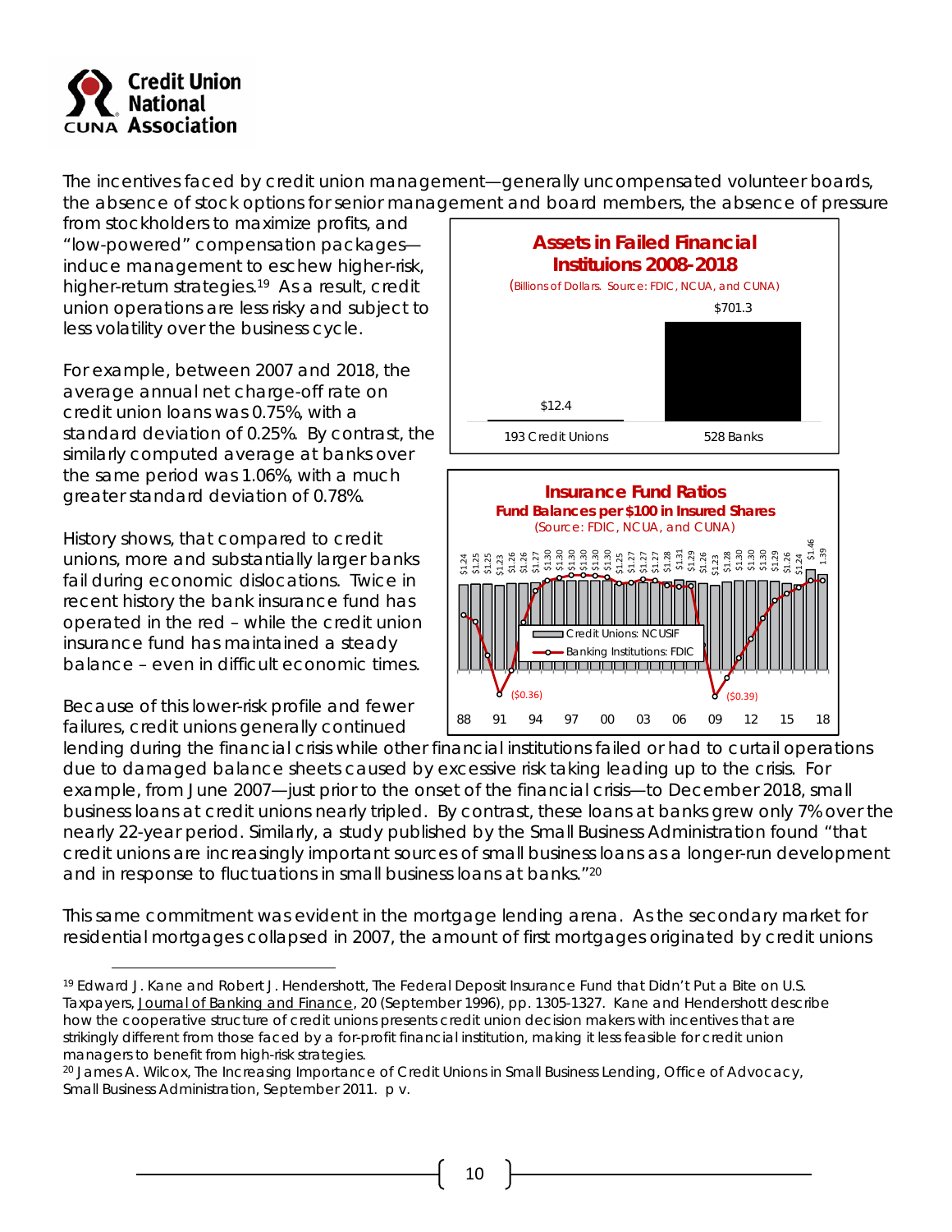The incentives faced by credit union management—generally uncompensated volunteer boards, the absence of stock options for senior management and board members, the absence of pressure from stockholders to maximize profits, and "low-powered" compensation packages—induce management to eschew higher-risk, higher-return strategies.[19] As a result, credit union operations are less risky and subject to less volatility over the business cycle.

For example, between 2007 and 2018, the average annual net charge-off rate on credit union loans was 0.75%, with a standard deviation of 0.25%. By contrast, the similarly computed average at banks over the same period was 1.06%, with a much greater standard deviation of 0.78%.

History shows, that compared to credit unions, more and substantially larger banks fail during economic dislocations. Twice in recent history the bank insurance fund has operated in the red – while the credit union insurance fund has maintained a steady balance – even in difficult economic times.

**Assets in Failed Financial Instituions 2008-2018**

(Billions of Dollars. Source: FDIC, NCUA, and CUNA)

| | 193 Credit Unions | 528 Banks |
|---|---|---|
| Assets | $12.4 | $701.3 |

**Insurance Fund Ratios**

**Fund Balances per $100 in Insured Shares**

(Source: FDIC, NCUA, and CUNA)

Credit Unions: NCUSIF; Banking Institutions: FDIC ($0.36) 91; ($0.39) 09

Because of this lower-risk profile and fewer failures, credit unions generally continued lending during the financial crisis while other financial institutions failed or had to curtail operations due to damaged balance sheets caused by excessive risk taking leading up to the crisis. For example, from June 2007—just prior to the onset of the financial crisis—to December 2018, small business loans at credit unions nearly tripled. By contrast, these loans at banks grew only 7% over the nearly 22-year period. Similarly, a study published by the Small Business Administration found "that credit unions are increasingly important sources of small business loans as a longer-run development and in response to fluctuations in small business loans at banks."[20]

This same commitment was evident in the mortgage lending arena. As the secondary market for residential mortgages collapsed in 2007, the amount of first mortgages originated by credit unions

---

[19] Edward J. Kane and Robert J. Hendershott, The Federal Deposit Insurance Fund that Didn't Put a Bite on U.S. Taxpayers, Journal of Banking and Finance, 20 (September 1996), pp. 1305-1327. Kane and Hendershott describe how the cooperative structure of credit unions presents credit union decision makers with incentives that are strikingly different from those faced by a for-profit financial institution, making it less feasible for credit union managers to benefit from high-risk strategies.

[20] James A. Wilcox, The Increasing Importance of Credit Unions in Small Business Lending, Office of Advocacy, Small Business Administration, September 2011. p v.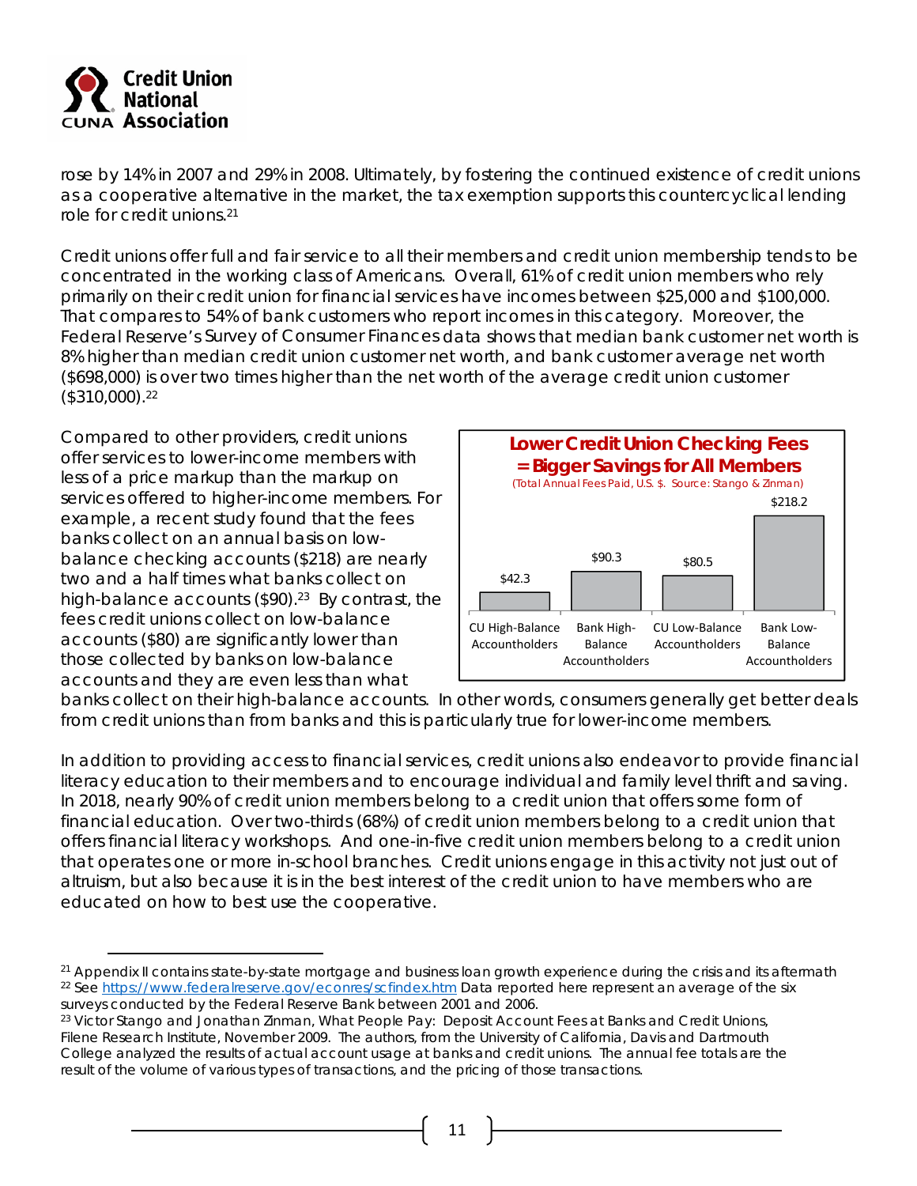rose by 14% in 2007 and 29% in 2008. Ultimately, by fostering the continued existence of credit unions as a cooperative alternative in the market, the tax exemption supports this countercyclical lending role for credit unions.[21]

Credit unions offer full and fair service to all their members and credit union membership tends to be concentrated in the working class of Americans. Overall, 61% of credit union members who rely primarily on their credit union for financial services have incomes between $25,000 and $100,000. That compares to 54% of bank customers who report incomes in this category. Moreover, the Federal Reserve's Survey of Consumer Finances data shows that median bank customer net worth is 8% higher than median credit union customer net worth, and bank customer average net worth ($698,000) is over two times higher than the net worth of the average credit union customer ($310,000).[22]

Compared to other providers, credit unions offer services to lower-income members with less of a price markup than the markup on services offered to higher-income members. For example, a recent study found that the fees banks collect on an annual basis on low-balance checking accounts ($218) are nearly two and a half times what banks collect on high-balance accounts ($90).[23] By contrast, the fees credit unions collect on low-balance accounts ($80) are significantly lower than those collected by banks on low-balance accounts and they are even less than what banks collect on their high-balance accounts. In other words, consumers generally get better deals from credit unions than from banks and this is particularly true for lower-income members.

**Lower Credit Union Checking Fees = Bigger Savings for All Members**

(Total Annual Fees Paid, U.S. $. Source: Stango & Zinman)

| CU High-Balance Accountholders | Bank High-Balance Accountholders | CU Low-Balance Accountholders | Bank Low-Balance Accountholders |
|---|---|---|---|
| $42.3 | $90.3 | $80.5 | $218.2 |

In addition to providing access to financial services, credit unions also endeavor to provide financial literacy education to their members and to encourage individual and family level thrift and saving. In 2018, nearly 90% of credit union members belong to a credit union that offers some form of financial education. Over two-thirds (68%) of credit union members belong to a credit union that offers financial literacy workshops. And one-in-five credit union members belong to a credit union that operates one or more in-school branches. Credit unions engage in this activity not just out of altruism, but also because it is in the best interest of the credit union to have members who are educated on how to best use the cooperative.

---

[21] Appendix II contains state-by-state mortgage and business loan growth experience during the crisis and its aftermath

[22] See https://www.federalreserve.gov/econres/scfindex.htm Data reported here represent an average of the six surveys conducted by the Federal Reserve Bank between 2001 and 2006.

[23] Victor Stango and Jonathan Zinman, What People Pay: Deposit Account Fees at Banks and Credit Unions, Filene Research Institute, November 2009. The authors, from the University of California, Davis and Dartmouth College analyzed the results of actual account usage at banks and credit unions. The annual fee totals are the result of the volume of various types of transactions, and the pricing of those transactions.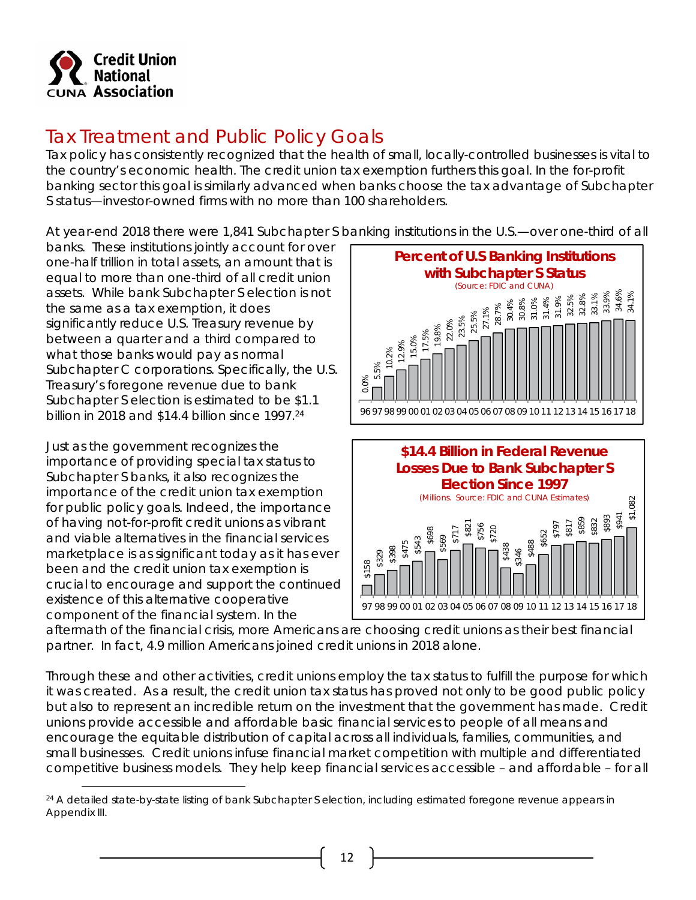# Tax Treatment and Public Policy Goals

Tax policy has consistently recognized that the health of small, locally-controlled businesses is vital to the country's economic health. The credit union tax exemption furthers this goal. In the for-profit banking sector this goal is similarly advanced when banks choose the tax advantage of Subchapter S status—investor-owned firms with no more than 100 shareholders.

At year-end 2018 there were 1,841 Subchapter S banking institutions in the U.S.—over one-third of all banks. These institutions jointly account for over one-half trillion in total assets, an amount that is equal to more than one-third of all credit union assets. While bank Subchapter S election is not the same as a tax exemption, it does significantly reduce U.S. Treasury revenue by between a quarter and a third compared to what those banks would pay as normal Subchapter C corporations. Specifically, the U.S. Treasury's foregone revenue due to bank Subchapter S election is estimated to be $1.1 billion in 2018 and $14.4 billion since 1997.[24]

**Percent of U.S Banking Institutions with Subchapter S Status**
(Source: FDIC and CUNA)

| Year | 96 | 97 | 98 | 99 | 00 | 01 | 02 | 03 | 04 | 05 | 06 | 07 | 08 | 09 | 10 | 11 | 12 | 13 | 14 | 15 | 16 | 17 | 18 |
|---|---|---|---|---|---|---|---|---|---|---|---|---|---|---|---|---|---|---|---|---|---|---|---|
| Percent | 0.0% | 5.5% | 10.2% | 12.9% | 15.0% | 17.5% | 19.8% | 22.0% | 23.5% | 25.5% | 27.1% | 28.7% | 30.4% | 30.8% | 31.0% | 31.4% | 31.9% | 32.5% | 32.8% | 33.1% | 33.9% | 34.6% | 34.1% |

**$14.4 Billion in Federal Revenue Losses Due to Bank Subchapter S Election Since 1997**
(Millions. Source: FDIC and CUNA Estimates)

| Year | 97 | 98 | 99 | 00 | 01 | 02 | 03 | 04 | 05 | 06 | 07 | 08 | 09 | 10 | 11 | 12 | 13 | 14 | 15 | 16 | 17 | 18 |
|---|---|---|---|---|---|---|---|---|---|---|---|---|---|---|---|---|---|---|---|---|---|---|
| Revenue loss | $158 | $329 | $398 | $475 | $543 | $698 | $569 | $717 | $821 | $756 | $720 | $438 | $346 | $488 | $652 | $797 | $817 | $859 | $832 | $893 | $941 | $1,082 |

Just as the government recognizes the importance of providing special tax status to Subchapter S banks, it also recognizes the importance of the credit union tax exemption for public policy goals. Indeed, the importance of having not-for-profit credit unions as vibrant and viable alternatives in the financial services marketplace is as significant today as it has ever been and the credit union tax exemption is crucial to encourage and support the continued existence of this alternative cooperative component of the financial system. In the aftermath of the financial crisis, more Americans are choosing credit unions as their best financial partner. In fact, 4.9 million Americans joined credit unions in 2018 alone.

Through these and other activities, credit unions employ the tax status to fulfill the purpose for which it was created. As a result, the credit union tax status has proved not only to be good public policy but also to represent an incredible return on the investment that the government has made. Credit unions provide accessible and affordable basic financial services to people of all means and encourage the equitable distribution of capital across all individuals, families, communities, and small businesses. Credit unions infuse financial market competition with multiple and differentiated competitive business models. They help keep financial services accessible – and affordable – for all

[24] A detailed state-by-state listing of bank Subchapter S election, including estimated foregone revenue appears in Appendix III.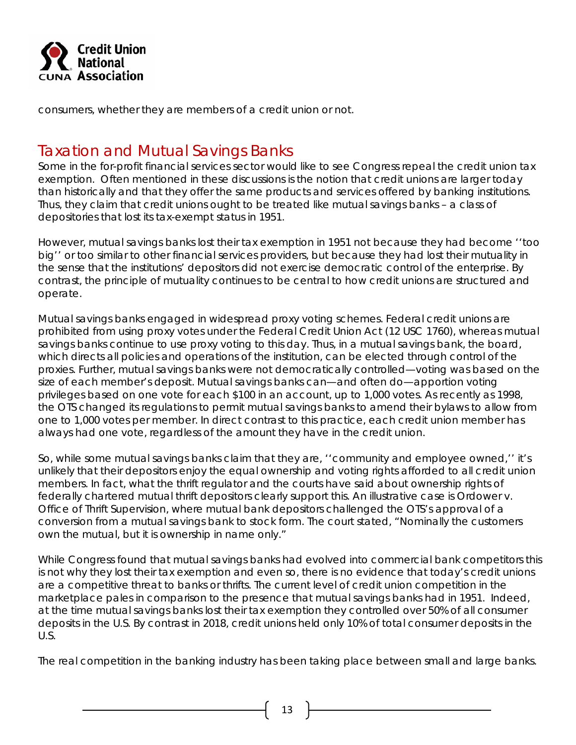consumers, whether they are members of a credit union or not.

## Taxation and Mutual Savings Banks

Some in the for-profit financial services sector would like to see Congress repeal the credit union tax exemption. Often mentioned in these discussions is the notion that credit unions are larger today than historically and that they offer the same products and services offered by banking institutions. Thus, they claim that credit unions ought to be treated like mutual savings banks – a class of depositories that lost its tax-exempt status in 1951.

However, mutual savings banks lost their tax exemption in 1951 not because they had become ''too big'' or too similar to other financial services providers, but because they had lost their mutuality in the sense that the institutions' depositors did not exercise democratic control of the enterprise. By contrast, the principle of mutuality continues to be central to how credit unions are structured and operate.

Mutual savings banks engaged in widespread proxy voting schemes. Federal credit unions are prohibited from using proxy votes under the Federal Credit Union Act (12 USC 1760), whereas mutual savings banks continue to use proxy voting to this day. Thus, in a mutual savings bank, the board, which directs all policies and operations of the institution, can be elected through control of the proxies. Further, mutual savings banks were not democratically controlled—voting was based on the size of each member's deposit. Mutual savings banks can—and often do—apportion voting privileges based on one vote for each $100 in an account, up to 1,000 votes. As recently as 1998, the OTS changed its regulations to permit mutual savings banks to amend their bylaws to allow from one to 1,000 votes per member. In direct contrast to this practice, each credit union member has always had one vote, regardless of the amount they have in the credit union.

So, while some mutual savings banks claim that they are, ''community and employee owned,'' it's unlikely that their depositors enjoy the equal ownership and voting rights afforded to all credit union members. In fact, what the thrift regulator and the courts have said about ownership rights of federally chartered mutual thrift depositors clearly support this. An illustrative case is Ordower v. Office of Thrift Supervision, where mutual bank depositors challenged the OTS's approval of a conversion from a mutual savings bank to stock form. The court stated, "Nominally the customers own the mutual, but it is ownership in name only."

While Congress found that mutual savings banks had evolved into commercial bank competitors this is not why they lost their tax exemption and even so, there is no evidence that today's credit unions are a competitive threat to banks or thrifts. The current level of credit union competition in the marketplace pales in comparison to the presence that mutual savings banks had in 1951. Indeed, at the time mutual savings banks lost their tax exemption they controlled over 50% of all consumer deposits in the U.S. By contrast in 2018, credit unions held only 10% of total consumer deposits in the U.S.

The real competition in the banking industry has been taking place between small and large banks.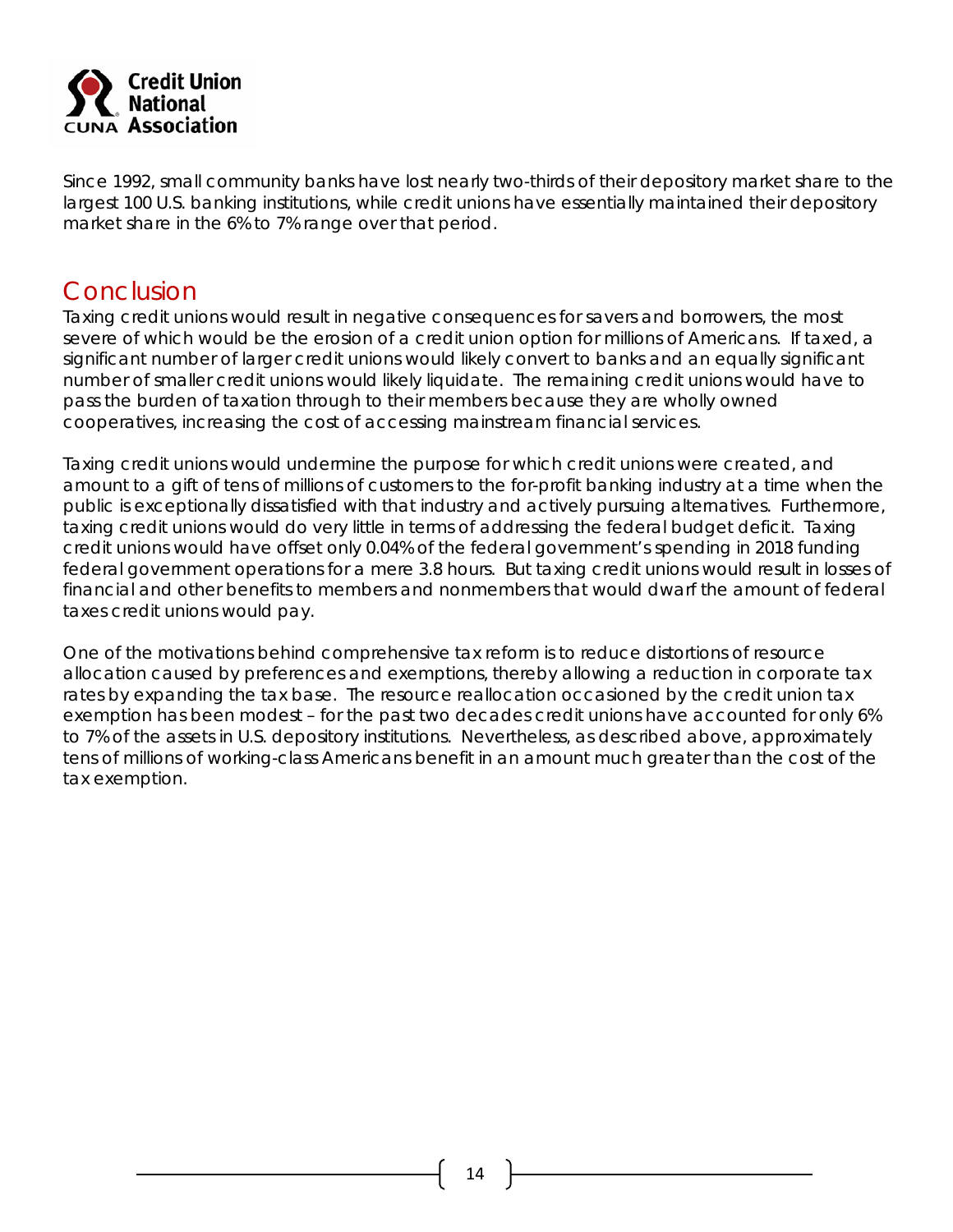Since 1992, small community banks have lost nearly two-thirds of their depository market share to the largest 100 U.S. banking institutions, while credit unions have essentially maintained their depository market share in the 6% to 7% range over that period.

## Conclusion

Taxing credit unions would result in negative consequences for savers and borrowers, the most severe of which would be the erosion of a credit union option for millions of Americans. If taxed, a significant number of larger credit unions would likely convert to banks and an equally significant number of smaller credit unions would likely liquidate. The remaining credit unions would have to pass the burden of taxation through to their members because they are wholly owned cooperatives, increasing the cost of accessing mainstream financial services.

Taxing credit unions would undermine the purpose for which credit unions were created, and amount to a gift of tens of millions of customers to the for-profit banking industry at a time when the public is exceptionally dissatisfied with that industry and actively pursuing alternatives. Furthermore, taxing credit unions would do very little in terms of addressing the federal budget deficit. Taxing credit unions would have offset only 0.04% of the federal government's spending in 2018 funding federal government operations for a mere 3.8 hours. But taxing credit unions would result in losses of financial and other benefits to members and nonmembers that would dwarf the amount of federal taxes credit unions would pay.

One of the motivations behind comprehensive tax reform is to reduce distortions of resource allocation caused by preferences and exemptions, thereby allowing a reduction in corporate tax rates by expanding the tax base. The resource reallocation occasioned by the credit union tax exemption has been modest – for the past two decades credit unions have accounted for only 6% to 7% of the assets in U.S. depository institutions. Nevertheless, as described above, approximately tens of millions of working-class Americans benefit in an amount much greater than the cost of the tax exemption.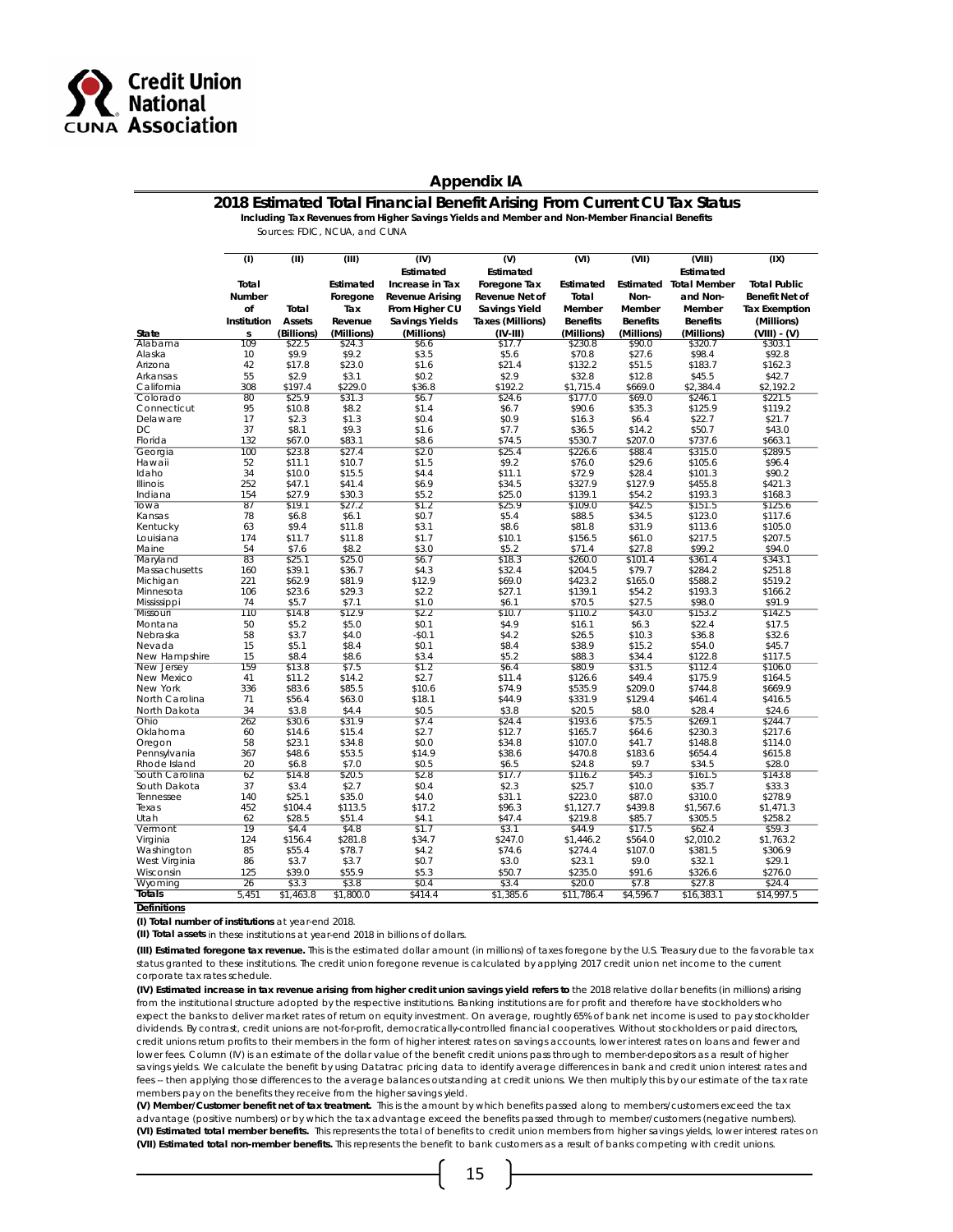Credit Union National Association

## Appendix IA

### 2018 Estimated Total Financial Benefit Arising From Current CU Tax Status

**Including Tax Revenues from Higher Savings Yields and Member and Non-Member Financial Benefits**

Sources: FDIC, NCUA, and CUNA

| State | (I) Total Number of Institutions | (II) Total Assets (Billions) | (III) Estimated Foregone Tax Revenue (Millions) | (IV) Estimated Increase in Tax Revenue Arising From Higher CU Savings Yields (Millions) | (V) Estimated Foregone Tax Revenue Net of Savings Yield Taxes (Millions) (IV-III) | (VI) Estimated Total Member Benefits (Millions) | (VII) Estimated Non-Member Benefits (Millions) | (VIII) Estimated Total Member and Non-Member Benefits (Millions) | (IX) Total Public Benefit Net of Tax Exemption (Millions) (VIII) - (V) |
|---|---|---|---|---|---|---|---|---|---|
| Alabama | 109 | $22.5 | $24.3 | $6.6 | $17.7 | $230.8 | $90.0 | $320.7 | $303.1 |
| Alaska | 10 | $9.9 | $9.2 | $3.5 | $5.6 | $70.8 | $27.6 | $98.4 | $92.8 |
| Arizona | 42 | $17.8 | $23.0 | $1.6 | $21.4 | $132.2 | $51.5 | $183.7 | $162.3 |
| Arkansas | 55 | $2.9 | $3.1 | $0.2 | $2.9 | $32.8 | $12.8 | $45.5 | $42.7 |
| California | 308 | $197.4 | $229.0 | $36.8 | $192.2 | $1,715.4 | $669.0 | $2,384.4 | $2,192.2 |
| Colorado | 80 | $25.9 | $31.3 | $6.7 | $24.6 | $177.0 | $69.0 | $246.1 | $221.5 |
| Connecticut | 95 | $10.8 | $8.2 | $1.4 | $6.7 | $90.6 | $35.3 | $125.9 | $119.2 |
| Delaware | 17 | $2.3 | $1.3 | $0.4 | $0.9 | $16.3 | $6.4 | $22.7 | $21.7 |
| DC | 37 | $8.1 | $9.3 | $1.6 | $7.7 | $36.5 | $14.2 | $50.7 | $43.0 |
| Florida | 132 | $67.0 | $83.1 | $8.6 | $74.5 | $530.7 | $207.0 | $737.6 | $663.1 |
| Georgia | 100 | $23.8 | $27.4 | $2.0 | $25.4 | $226.6 | $88.4 | $315.0 | $289.5 |
| Hawaii | 52 | $11.1 | $10.7 | $1.5 | $9.2 | $76.0 | $29.6 | $105.6 | $96.4 |
| Idaho | 34 | $10.0 | $15.5 | $4.4 | $11.1 | $72.9 | $28.4 | $101.3 | $90.2 |
| Illinois | 252 | $47.1 | $41.4 | $6.9 | $34.5 | $327.9 | $127.9 | $455.8 | $421.3 |
| Indiana | 154 | $27.9 | $30.3 | $5.2 | $25.0 | $139.1 | $54.2 | $193.3 | $168.3 |
| Iowa | 87 | $19.1 | $27.2 | $1.2 | $25.9 | $109.0 | $42.5 | $151.5 | $125.6 |
| Kansas | 78 | $6.8 | $6.1 | $0.7 | $5.4 | $88.5 | $34.5 | $123.0 | $117.6 |
| Kentucky | 63 | $9.4 | $11.8 | $3.1 | $8.6 | $81.8 | $31.9 | $113.6 | $105.0 |
| Louisiana | 174 | $11.7 | $11.8 | $1.7 | $10.1 | $156.5 | $61.0 | $217.5 | $207.5 |
| Maine | 54 | $7.6 | $8.2 | $3.0 | $5.2 | $71.4 | $27.8 | $99.2 | $94.0 |
| Maryland | 83 | $25.1 | $25.0 | $6.7 | $18.3 | $260.0 | $101.4 | $361.4 | $343.1 |
| Massachusetts | 160 | $39.1 | $36.7 | $4.3 | $32.4 | $204.5 | $79.7 | $284.2 | $251.8 |
| Michigan | 221 | $62.9 | $81.9 | $12.9 | $69.0 | $423.2 | $165.0 | $588.2 | $519.2 |
| Minnesota | 106 | $23.6 | $29.3 | $2.2 | $27.1 | $139.1 | $54.2 | $193.3 | $166.2 |
| Mississippi | 74 | $5.7 | $7.1 | $1.0 | $6.1 | $70.5 | $27.5 | $98.0 | $91.9 |
| Missouri | 110 | $14.8 | $12.9 | $2.2 | $10.7 | $110.2 | $43.0 | $153.2 | $142.5 |
| Montana | 50 | $5.2 | $5.0 | $0.1 | $4.9 | $16.1 | $6.3 | $22.4 | $17.5 |
| Nebraska | 58 | $3.7 | $4.0 | -$0.1 | $4.2 | $26.5 | $10.3 | $36.8 | $32.6 |
| Nevada | 15 | $5.1 | $8.4 | $0.1 | $8.4 | $38.9 | $15.2 | $54.0 | $45.7 |
| New Hampshire | 15 | $8.4 | $8.6 | $3.4 | $5.2 | $88.3 | $34.4 | $122.8 | $117.5 |
| New Jersey | 159 | $13.8 | $7.5 | $1.2 | $6.4 | $80.9 | $31.5 | $112.4 | $106.0 |
| New Mexico | 41 | $11.2 | $14.2 | $2.7 | $11.4 | $126.6 | $49.4 | $175.9 | $164.5 |
| New York | 336 | $83.6 | $85.5 | $10.6 | $74.9 | $535.9 | $209.0 | $744.8 | $669.9 |
| North Carolina | 71 | $56.4 | $63.0 | $18.1 | $44.9 | $331.9 | $129.4 | $461.4 | $416.5 |
| North Dakota | 34 | $3.8 | $4.4 | $0.5 | $3.8 | $20.5 | $8.0 | $28.4 | $24.6 |
| Ohio | 262 | $30.6 | $31.9 | $7.4 | $24.4 | $193.6 | $75.5 | $269.1 | $244.7 |
| Oklahoma | 60 | $14.6 | $15.4 | $2.7 | $12.7 | $165.7 | $64.6 | $230.3 | $217.6 |
| Oregon | 58 | $23.1 | $34.8 | $0.0 | $34.8 | $107.0 | $41.7 | $148.8 | $114.0 |
| Pennsylvania | 367 | $48.6 | $53.5 | $14.9 | $38.6 | $470.8 | $183.6 | $654.4 | $615.8 |
| Rhode Island | 20 | $6.8 | $7.0 | $0.5 | $6.5 | $24.8 | $9.7 | $34.5 | $28.0 |
| South Carolina | 62 | $14.8 | $20.5 | $2.8 | $17.7 | $116.2 | $45.3 | $161.5 | $143.8 |
| South Dakota | 37 | $3.4 | $2.7 | $0.4 | $2.3 | $25.7 | $10.0 | $35.7 | $33.3 |
| Tennessee | 140 | $25.1 | $35.0 | $4.0 | $31.1 | $223.0 | $87.0 | $310.0 | $278.9 |
| Texas | 452 | $104.4 | $113.5 | $17.2 | $96.3 | $1,127.7 | $439.8 | $1,567.6 | $1,471.3 |
| Utah | 62 | $28.5 | $51.4 | $4.1 | $47.4 | $219.8 | $85.7 | $305.5 | $258.2 |
| Vermont | 19 | $4.4 | $4.8 | $1.7 | $3.1 | $44.9 | $17.5 | $62.4 | $59.3 |
| Virginia | 124 | $156.4 | $281.8 | $34.7 | $247.0 | $1,446.2 | $564.0 | $2,010.2 | $1,763.2 |
| Washington | 85 | $55.4 | $78.7 | $4.2 | $74.6 | $274.4 | $107.0 | $381.5 | $306.9 |
| West Virginia | 86 | $3.7 | $3.7 | $0.7 | $3.0 | $23.1 | $9.0 | $32.1 | $29.1 |
| Wisconsin | 125 | $39.0 | $55.9 | $5.3 | $50.7 | $235.0 | $91.6 | $326.6 | $276.0 |
| Wyoming | 26 | $3.3 | $3.8 | $0.4 | $3.4 | $20.0 | $7.8 | $27.8 | $24.4 |
| **Totals** | 5,451 | $1,463.8 | $1,800.0 | $414.4 | $1,385.6 | $11,786.4 | $4,596.7 | $16,383.1 | $14,997.5 |

**Definitions**

**(I) Total number of institutions** at year-end 2018.

**(II) Total assets** in these institutions at year-end 2018 in billions of dollars.

**(III) Estimated foregone tax revenue.** This is the estimated dollar amount (in millions) of taxes foregone by the U.S. Treasury due to the favorable tax status granted to these institutions. The credit union foregone revenue is calculated by applying 2017 credit union net income to the current corporate tax rates schedule.

**(IV) Estimated increase in tax revenue arising from higher credit union savings yield refers to** the 2018 relative dollar benefits (in millions) arising from the institutional structure adopted by the respective institutions. Banking institutions are for profit and therefore have stockholders who expect the banks to deliver market rates of return on equity investment. On average, roughly 65% of bank net income is used to pay stockholder dividends. By contrast, credit unions are not-for-profit, democratically-controlled financial cooperatives. Without stockholders or paid directors, credit unions return profits to their members in the form of higher interest rates on savings accounts, lower interest rates on loans and fewer and lower fees. Column (IV) is an estimate of the dollar value of the benefit credit unions pass through to member-depositors as a result of higher savings yields. We calculate the benefit by using Datatrac pricing data to identify average differences in bank and credit union interest rates and fees -- then applying those differences to the average balances outstanding at credit unions. We then multiply this by our estimate of the tax rate members pay on the benefits they receive from the higher savings yield.

**(V) Member/Customer benefit net of tax treatment.** This is the amount by which benefits passed along to members/customers exceed the tax advantage (positive numbers) or by which the tax advantage exceed the benefits passed through to member/customers (negative numbers).

**(VI) Estimated total member benefits.** This represents the total of benefits to credit union members from higher savings yields, lower interest rates on

**(VII) Estimated total non-member benefits.** This represents the benefit to bank customers as a result of banks competing with credit unions.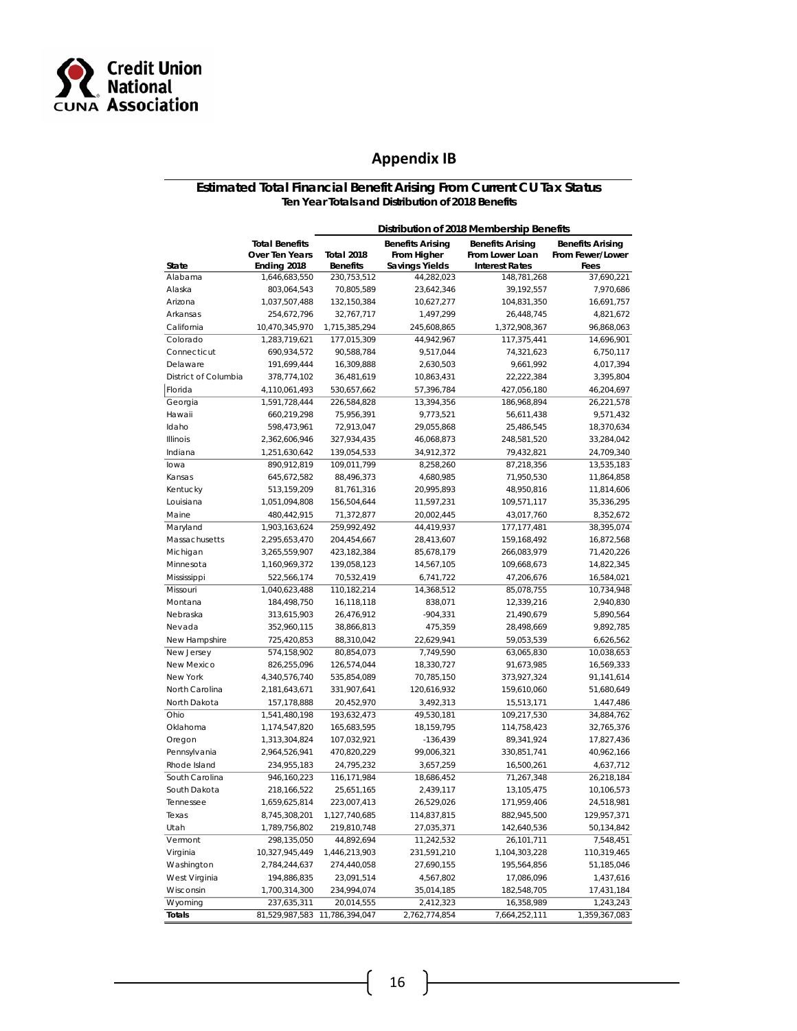# Appendix IB

## Estimated Total Financial Benefit Arising From Current CU Tax Status

### Ten Year Totals and Distribution of 2018 Benefits

| State | Total Benefits Over Ten Years Ending 2018 | Distribution of 2018 Membership Benefits | | | |
|---|---|---|---|---|---|
| | | Total 2018 Benefits | Benefits Arising From Higher Savings Yields | Benefits Arising From Lower Loan Interest Rates | Benefits Arising From Fewer/Lower Fees |
| Alabama | 1,646,683,550 | 230,753,512 | 44,282,023 | 148,781,268 | 37,690,221 |
| Alaska | 803,064,543 | 70,805,589 | 23,642,346 | 39,192,557 | 7,970,686 |
| Arizona | 1,037,507,488 | 132,150,384 | 10,627,277 | 104,831,350 | 16,691,757 |
| Arkansas | 254,672,796 | 32,767,717 | 1,497,299 | 26,448,745 | 4,821,672 |
| California | 10,470,345,970 | 1,715,385,294 | 245,608,865 | 1,372,908,367 | 96,868,063 |
| Colorado | 1,283,719,621 | 177,015,309 | 44,942,967 | 117,375,441 | 14,696,901 |
| Connecticut | 690,934,572 | 90,588,784 | 9,517,044 | 74,321,623 | 6,750,117 |
| Delaware | 191,699,444 | 16,309,888 | 2,630,503 | 9,661,992 | 4,017,394 |
| District of Columbia | 378,774,102 | 36,481,619 | 10,863,431 | 22,222,384 | 3,395,804 |
| Florida | 4,110,061,493 | 530,657,662 | 57,396,784 | 427,056,180 | 46,204,697 |
| Georgia | 1,591,728,444 | 226,584,828 | 13,394,356 | 186,968,894 | 26,221,578 |
| Hawaii | 660,219,298 | 75,956,391 | 9,773,521 | 56,611,438 | 9,571,432 |
| Idaho | 598,473,961 | 72,913,047 | 29,055,868 | 25,486,545 | 18,370,634 |
| Illinois | 2,362,606,946 | 327,934,435 | 46,068,873 | 248,581,520 | 33,284,042 |
| Indiana | 1,251,630,642 | 139,054,533 | 34,912,372 | 79,432,821 | 24,709,340 |
| Iowa | 890,912,819 | 109,011,799 | 8,258,260 | 87,218,356 | 13,535,183 |
| Kansas | 645,672,582 | 88,496,373 | 4,680,985 | 71,950,530 | 11,864,858 |
| Kentucky | 513,159,209 | 81,761,316 | 20,995,893 | 48,950,816 | 11,814,606 |
| Louisiana | 1,051,094,808 | 156,504,644 | 11,597,231 | 109,571,117 | 35,336,295 |
| Maine | 480,442,915 | 71,372,877 | 20,002,445 | 43,017,760 | 8,352,672 |
| Maryland | 1,903,163,624 | 259,992,492 | 44,419,937 | 177,177,481 | 38,395,074 |
| Massachusetts | 2,295,653,470 | 204,454,667 | 28,413,607 | 159,168,492 | 16,872,568 |
| Michigan | 3,265,559,907 | 423,182,384 | 85,678,179 | 266,083,979 | 71,420,226 |
| Minnesota | 1,160,969,372 | 139,058,123 | 14,567,105 | 109,668,673 | 14,822,345 |
| Mississippi | 522,566,174 | 70,532,419 | 6,741,722 | 47,206,676 | 16,584,021 |
| Missouri | 1,040,623,488 | 110,182,214 | 14,368,512 | 85,078,755 | 10,734,948 |
| Montana | 184,498,750 | 16,118,118 | 838,071 | 12,339,216 | 2,940,830 |
| Nebraska | 313,615,903 | 26,476,912 | -904,331 | 21,490,679 | 5,890,564 |
| Nevada | 352,960,115 | 38,866,813 | 475,359 | 28,498,669 | 9,892,785 |
| New Hampshire | 725,420,853 | 88,310,042 | 22,629,941 | 59,053,539 | 6,626,562 |
| New Jersey | 574,158,902 | 80,854,073 | 7,749,590 | 63,065,830 | 10,038,653 |
| New Mexico | 826,255,096 | 126,574,044 | 18,330,727 | 91,673,985 | 16,569,333 |
| New York | 4,340,576,740 | 535,854,089 | 70,785,150 | 373,927,324 | 91,141,614 |
| North Carolina | 2,181,643,671 | 331,907,641 | 120,616,932 | 159,610,060 | 51,680,649 |
| North Dakota | 157,178,888 | 20,452,970 | 3,492,313 | 15,513,171 | 1,447,486 |
| Ohio | 1,541,480,198 | 193,632,473 | 49,530,181 | 109,217,530 | 34,884,762 |
| Oklahoma | 1,174,547,820 | 165,683,595 | 18,159,795 | 114,758,423 | 32,765,376 |
| Oregon | 1,313,304,824 | 107,032,921 | -136,439 | 89,341,924 | 17,827,436 |
| Pennsylvania | 2,964,526,941 | 470,820,229 | 99,006,321 | 330,851,741 | 40,962,166 |
| Rhode Island | 234,955,183 | 24,795,232 | 3,657,259 | 16,500,261 | 4,637,712 |
| South Carolina | 946,160,223 | 116,171,984 | 18,686,452 | 71,267,348 | 26,218,184 |
| South Dakota | 218,166,522 | 25,651,165 | 2,439,117 | 13,105,475 | 10,106,573 |
| Tennessee | 1,659,625,814 | 223,007,413 | 26,529,026 | 171,959,406 | 24,518,981 |
| Texas | 8,745,308,201 | 1,127,740,685 | 114,837,815 | 882,945,500 | 129,957,371 |
| Utah | 1,789,756,802 | 219,810,748 | 27,035,371 | 142,640,536 | 50,134,842 |
| Vermont | 298,135,050 | 44,892,694 | 11,242,532 | 26,101,711 | 7,548,451 |
| Virginia | 10,327,945,449 | 1,446,213,903 | 231,591,210 | 1,104,303,228 | 110,319,465 |
| Washington | 2,784,244,637 | 274,440,058 | 27,690,155 | 195,564,856 | 51,185,046 |
| West Virginia | 194,886,835 | 23,091,514 | 4,567,802 | 17,086,096 | 1,437,616 |
| Wisconsin | 1,700,314,300 | 234,994,074 | 35,014,185 | 182,548,705 | 17,431,184 |
| Wyoming | 237,635,311 | 20,014,555 | 2,412,323 | 16,358,989 | 1,243,243 |
| **Totals** | 81,529,987,583 | 11,786,394,047 | 2,762,774,854 | 7,664,252,111 | 1,359,367,083 |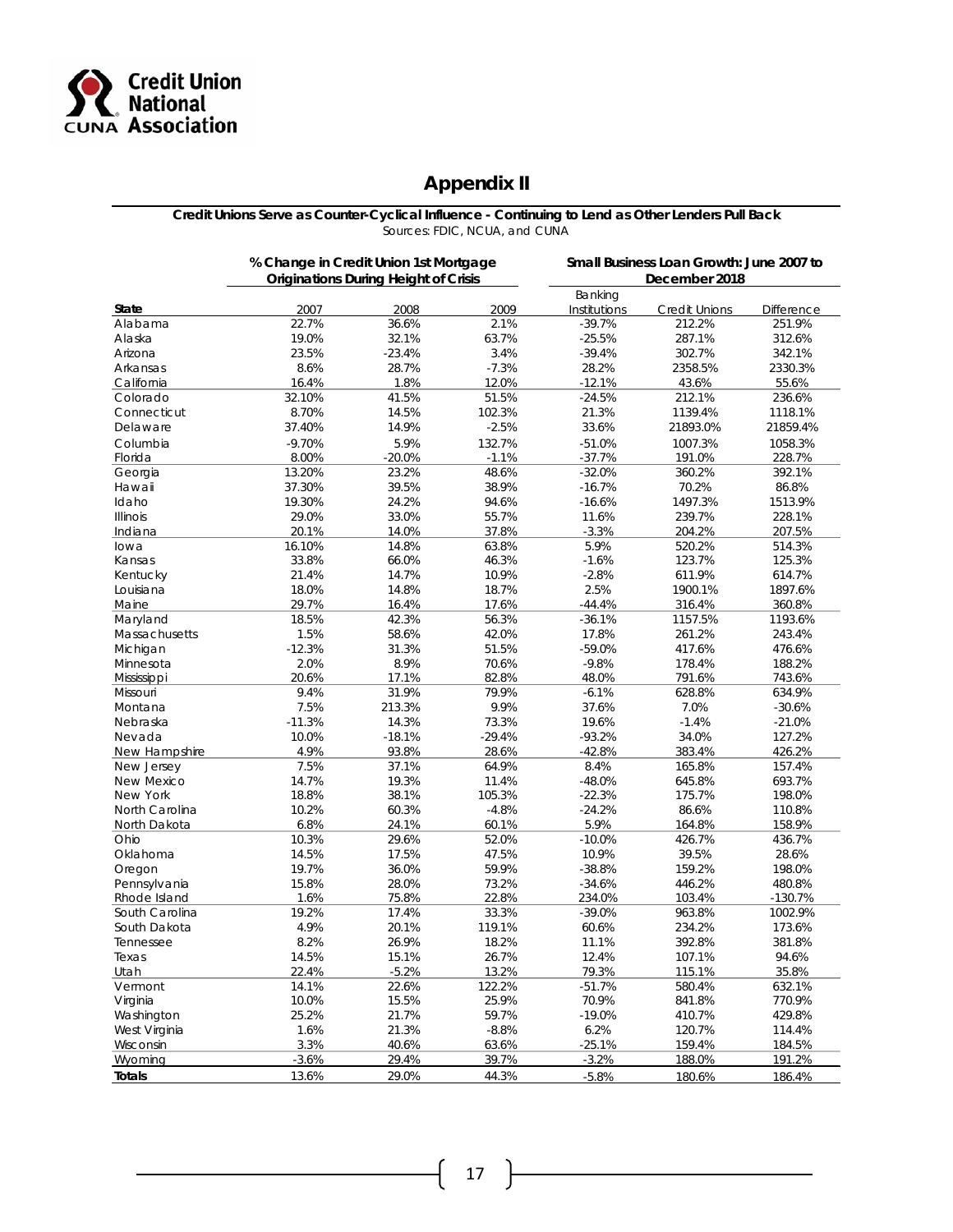## Appendix II

**Credit Unions Serve as Counter-Cyclical Influence - Continuing to Lend as Other Lenders Pull Back**

Sources: FDIC, NCUA, and CUNA

| | % Change in Credit Union 1st Mortgage Originations During Height of Crisis | | | Small Business Loan Growth: June 2007 to December 2018 | | |
|---|---|---|---|---|---|---|
| **State** | 2007 | 2008 | 2009 | Banking Institutions | Credit Unions | Difference |
| Alabama | 22.7% | 36.6% | 2.1% | -39.7% | 212.2% | 251.9% |
| Alaska | 19.0% | 32.1% | 63.7% | -25.5% | 287.1% | 312.6% |
| Arizona | 23.5% | -23.4% | 3.4% | -39.4% | 302.7% | 342.1% |
| Arkansas | 8.6% | 28.7% | -7.3% | 28.2% | 2358.5% | 2330.3% |
| California | 16.4% | 1.8% | 12.0% | -12.1% | 43.6% | 55.6% |
| Colorado | 32.10% | 41.5% | 51.5% | -24.5% | 212.1% | 236.6% |
| Connecticut | 8.70% | 14.5% | 102.3% | 21.3% | 1139.4% | 1118.1% |
| Delaware | 37.40% | 14.9% | -2.5% | 33.6% | 21893.0% | 21859.4% |
| Columbia | -9.70% | 5.9% | 132.7% | -51.0% | 1007.3% | 1058.3% |
| Florida | 8.00% | -20.0% | -1.1% | -37.7% | 191.0% | 228.7% |
| Georgia | 13.20% | 23.2% | 48.6% | -32.0% | 360.2% | 392.1% |
| Hawaii | 37.30% | 39.5% | 38.9% | -16.7% | 70.2% | 86.8% |
| Idaho | 19.30% | 24.2% | 94.6% | -16.6% | 1497.3% | 1513.9% |
| Illinois | 29.0% | 33.0% | 55.7% | 11.6% | 239.7% | 228.1% |
| Indiana | 20.1% | 14.0% | 37.8% | -3.3% | 204.2% | 207.5% |
| Iowa | 16.10% | 14.8% | 63.8% | 5.9% | 520.2% | 514.3% |
| Kansas | 33.8% | 66.0% | 46.3% | -1.6% | 123.7% | 125.3% |
| Kentucky | 21.4% | 14.7% | 10.9% | -2.8% | 611.9% | 614.7% |
| Louisiana | 18.0% | 14.8% | 18.7% | 2.5% | 1900.1% | 1897.6% |
| Maine | 29.7% | 16.4% | 17.6% | -44.4% | 316.4% | 360.8% |
| Maryland | 18.5% | 42.3% | 56.3% | -36.1% | 1157.5% | 1193.6% |
| Massachusetts | 1.5% | 58.6% | 42.0% | 17.8% | 261.2% | 243.4% |
| Michigan | -12.3% | 31.3% | 51.5% | -59.0% | 417.6% | 476.6% |
| Minnesota | 2.0% | 8.9% | 70.6% | -9.8% | 178.4% | 188.2% |
| Mississippi | 20.6% | 17.1% | 82.8% | 48.0% | 791.6% | 743.6% |
| Missouri | 9.4% | 31.9% | 79.9% | -6.1% | 628.8% | 634.9% |
| Montana | 7.5% | 213.3% | 9.9% | 37.6% | 7.0% | -30.6% |
| Nebraska | -11.3% | 14.3% | 73.3% | 19.6% | -1.4% | -21.0% |
| Nevada | 10.0% | -18.1% | -29.4% | -93.2% | 34.0% | 127.2% |
| New Hampshire | 4.9% | 93.8% | 28.6% | -42.8% | 383.4% | 426.2% |
| New Jersey | 7.5% | 37.1% | 64.9% | 8.4% | 165.8% | 157.4% |
| New Mexico | 14.7% | 19.3% | 11.4% | -48.0% | 645.8% | 693.7% |
| New York | 18.8% | 38.1% | 105.3% | -22.3% | 175.7% | 198.0% |
| North Carolina | 10.2% | 60.3% | -4.8% | -24.2% | 86.6% | 110.8% |
| North Dakota | 6.8% | 24.1% | 60.1% | 5.9% | 164.8% | 158.9% |
| Ohio | 10.3% | 29.6% | 52.0% | -10.0% | 426.7% | 436.7% |
| Oklahoma | 14.5% | 17.5% | 47.5% | 10.9% | 39.5% | 28.6% |
| Oregon | 19.7% | 36.0% | 59.9% | -38.8% | 159.2% | 198.0% |
| Pennsylvania | 15.8% | 28.0% | 73.2% | -34.6% | 446.2% | 480.8% |
| Rhode Island | 1.6% | 75.8% | 22.8% | 234.0% | 103.4% | -130.7% |
| South Carolina | 19.2% | 17.4% | 33.3% | -39.0% | 963.8% | 1002.9% |
| South Dakota | 4.9% | 20.1% | 119.1% | 60.6% | 234.2% | 173.6% |
| Tennessee | 8.2% | 26.9% | 18.2% | 11.1% | 392.8% | 381.8% |
| Texas | 14.5% | 15.1% | 26.7% | 12.4% | 107.1% | 94.6% |
| Utah | 22.4% | -5.2% | 13.2% | 79.3% | 115.1% | 35.8% |
| Vermont | 14.1% | 22.6% | 122.2% | -51.7% | 580.4% | 632.1% |
| Virginia | 10.0% | 15.5% | 25.9% | 70.9% | 841.8% | 770.9% |
| Washington | 25.2% | 21.7% | 59.7% | -19.0% | 410.7% | 429.8% |
| West Virginia | 1.6% | 21.3% | -8.8% | 6.2% | 120.7% | 114.4% |
| Wisconsin | 3.3% | 40.6% | 63.6% | -25.1% | 159.4% | 184.5% |
| Wyoming | -3.6% | 29.4% | 39.7% | -3.2% | 188.0% | 191.2% |
| **Totals** | 13.6% | 29.0% | 44.3% | -5.8% | 180.6% | 186.4% |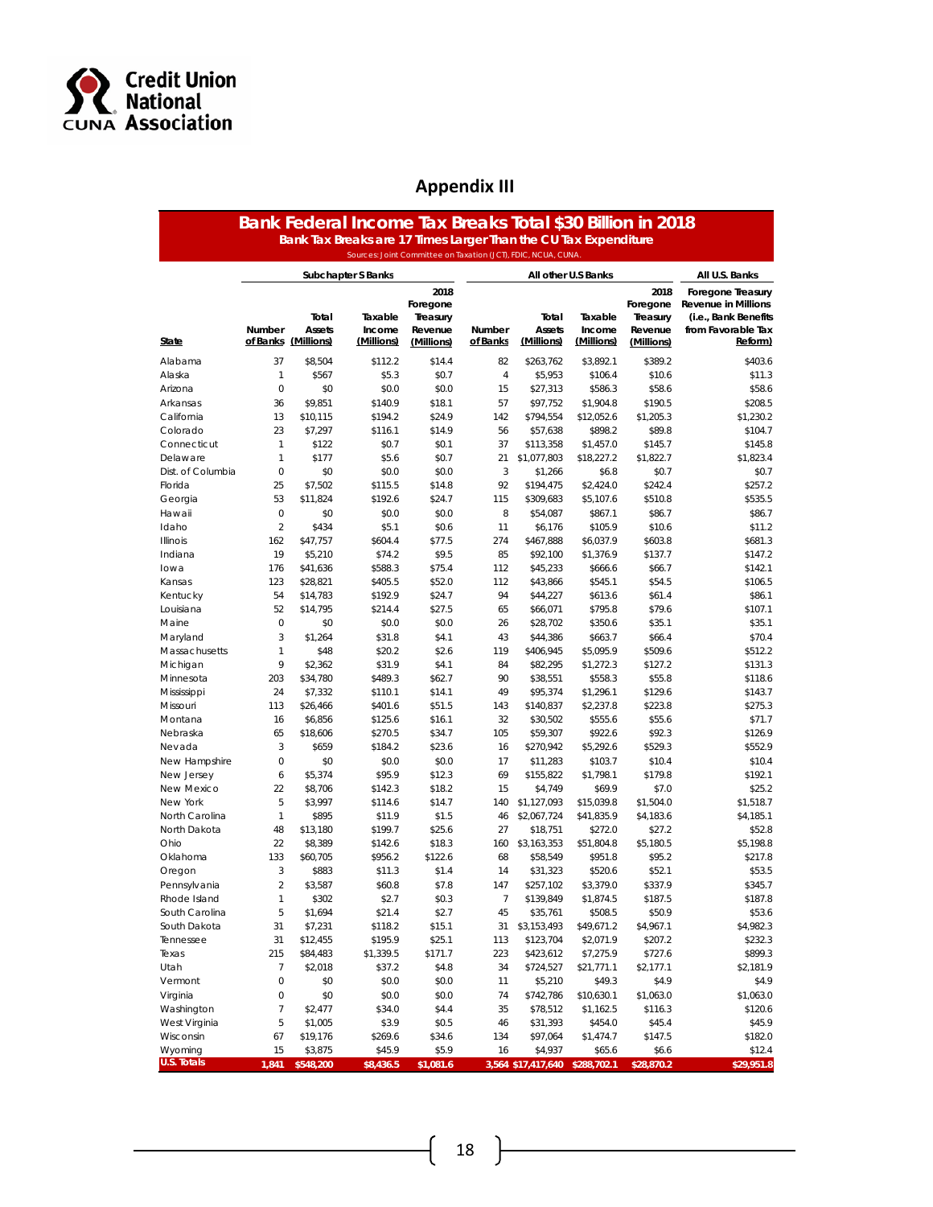## Appendix III

### Bank Federal Income Tax Breaks Total $30 Billion in 2018

**Bank Tax Breaks are 17 Times Larger Than the CU Tax Expenditure**

Sources: Joint Committee on Taxation (JCT), FDIC, NCUA, CUNA.

| | Subchapter S Banks | | | | All other U.S Banks | | | | All U.S. Banks |
|---|---|---|---|---|---|---|---|---|---|
| State | Number of Banks | Total Assets (Millions) | Taxable Income (Millions) | 2018 Foregone Treasury Revenue (Millions) | Number of Banks | Total Assets (Millions) | Taxable Income (Millions) | 2018 Foregone Treasury Revenue (Millions) | Foregone Treasury Revenue in Millions (i.e., Bank Benefits from Favorable Tax Reform) |
| Alabama | 37 | $8,504 | $112.2 | $14.4 | 82 | $263,762 | $3,892.1 | $389.2 | $403.6 |
| Alaska | 1 | $567 | $5.3 | $0.7 | 4 | $5,953 | $106.4 | $10.6 | $11.3 |
| Arizona | 0 | $0 | $0.0 | $0.0 | 15 | $27,313 | $586.3 | $58.6 | $58.6 |
| Arkansas | 36 | $9,851 | $140.9 | $18.1 | 57 | $97,752 | $1,904.8 | $190.5 | $208.5 |
| California | 13 | $10,115 | $194.2 | $24.9 | 142 | $794,554 | $12,052.6 | $1,205.3 | $1,230.2 |
| Colorado | 23 | $7,297 | $116.1 | $14.9 | 56 | $57,638 | $898.2 | $89.8 | $104.7 |
| Connecticut | 1 | $122 | $0.7 | $0.1 | 37 | $113,358 | $1,457.0 | $145.7 | $145.8 |
| Delaware | 1 | $177 | $5.6 | $0.7 | 21 | $1,077,803 | $18,227.2 | $1,822.7 | $1,823.4 |
| Dist. of Columbia | 0 | $0 | $0.0 | $0.0 | 3 | $1,266 | $6.8 | $0.7 | $0.7 |
| Florida | 25 | $7,502 | $115.5 | $14.8 | 92 | $194,475 | $2,424.0 | $242.4 | $257.2 |
| Georgia | 53 | $11,824 | $192.6 | $24.7 | 115 | $309,683 | $5,107.6 | $510.8 | $535.5 |
| Hawaii | 0 | $0 | $0.0 | $0.0 | 8 | $54,087 | $867.1 | $86.7 | $86.7 |
| Idaho | 2 | $434 | $5.1 | $0.6 | 11 | $6,176 | $105.9 | $10.6 | $11.2 |
| Illinois | 162 | $47,757 | $604.4 | $77.5 | 274 | $467,888 | $6,037.9 | $603.8 | $681.3 |
| Indiana | 19 | $5,210 | $74.2 | $9.5 | 85 | $92,100 | $1,376.9 | $137.7 | $147.2 |
| Iowa | 176 | $41,636 | $588.3 | $75.4 | 112 | $45,233 | $666.6 | $66.7 | $142.1 |
| Kansas | 123 | $28,821 | $405.5 | $52.0 | 112 | $43,866 | $545.1 | $54.5 | $106.5 |
| Kentucky | 54 | $14,783 | $192.9 | $24.7 | 94 | $44,227 | $613.6 | $61.4 | $86.1 |
| Louisiana | 52 | $14,795 | $214.4 | $27.5 | 65 | $66,071 | $795.8 | $79.6 | $107.1 |
| Maine | 0 | $0 | $0.0 | $0.0 | 26 | $28,702 | $350.6 | $35.1 | $35.1 |
| Maryland | 3 | $1,264 | $31.8 | $4.1 | 43 | $44,386 | $663.7 | $66.4 | $70.4 |
| Massachusetts | 1 | $48 | $20.2 | $2.6 | 119 | $406,945 | $5,095.9 | $509.6 | $512.2 |
| Michigan | 9 | $2,362 | $31.9 | $4.1 | 84 | $82,295 | $1,272.3 | $127.2 | $131.3 |
| Minnesota | 203 | $34,780 | $489.3 | $62.7 | 90 | $38,551 | $558.3 | $55.8 | $118.6 |
| Mississippi | 24 | $7,332 | $110.1 | $14.1 | 49 | $95,374 | $1,296.1 | $129.6 | $143.7 |
| Missouri | 113 | $26,466 | $401.6 | $51.5 | 143 | $140,837 | $2,237.8 | $223.8 | $275.3 |
| Montana | 16 | $6,856 | $125.6 | $16.1 | 32 | $30,502 | $555.6 | $55.6 | $71.7 |
| Nebraska | 65 | $18,606 | $270.5 | $34.7 | 105 | $59,307 | $922.6 | $92.3 | $126.9 |
| Nevada | 3 | $659 | $184.2 | $23.6 | 16 | $270,942 | $5,292.6 | $529.3 | $552.9 |
| New Hampshire | 0 | $0 | $0.0 | $0.0 | 17 | $11,283 | $103.7 | $10.4 | $10.4 |
| New Jersey | 6 | $5,374 | $95.9 | $12.3 | 69 | $155,822 | $1,798.1 | $179.8 | $192.1 |
| New Mexico | 22 | $8,706 | $142.3 | $18.2 | 15 | $4,749 | $69.9 | $7.0 | $25.2 |
| New York | 5 | $3,997 | $114.6 | $14.7 | 140 | $1,127,093 | $15,039.8 | $1,504.0 | $1,518.7 |
| North Carolina | 1 | $895 | $11.9 | $1.5 | 46 | $2,067,724 | $41,835.9 | $4,183.6 | $4,185.1 |
| North Dakota | 48 | $13,180 | $199.7 | $25.6 | 27 | $18,751 | $272.0 | $27.2 | $52.8 |
| Ohio | 22 | $8,389 | $142.6 | $18.3 | 160 | $3,163,353 | $51,804.8 | $5,180.5 | $5,198.8 |
| Oklahoma | 133 | $60,705 | $956.2 | $122.6 | 68 | $58,549 | $951.8 | $95.2 | $217.8 |
| Oregon | 3 | $883 | $11.3 | $1.4 | 14 | $31,323 | $520.6 | $52.1 | $53.5 |
| Pennsylvania | 2 | $3,587 | $60.8 | $7.8 | 147 | $257,102 | $3,379.0 | $337.9 | $345.7 |
| Rhode Island | 1 | $302 | $2.7 | $0.3 | 7 | $139,849 | $1,874.5 | $187.5 | $187.8 |
| South Carolina | 5 | $1,694 | $21.4 | $2.7 | 45 | $35,761 | $508.5 | $50.9 | $53.6 |
| South Dakota | 31 | $7,231 | $118.2 | $15.1 | 31 | $3,153,493 | $49,671.2 | $4,967.1 | $4,982.3 |
| Tennessee | 31 | $12,455 | $195.9 | $25.1 | 113 | $123,704 | $2,071.9 | $207.2 | $232.3 |
| Texas | 215 | $84,483 | $1,339.5 | $171.7 | 223 | $423,612 | $7,275.9 | $727.6 | $899.3 |
| Utah | 7 | $2,018 | $37.2 | $4.8 | 34 | $724,527 | $21,771.1 | $2,177.1 | $2,181.9 |
| Vermont | 0 | $0 | $0.0 | $0.0 | 11 | $5,210 | $49.3 | $4.9 | $4.9 |
| Virginia | 0 | $0 | $0.0 | $0.0 | 74 | $742,786 | $10,630.1 | $1,063.0 | $1,063.0 |
| Washington | 7 | $2,477 | $34.0 | $4.4 | 35 | $78,512 | $1,162.5 | $116.3 | $120.6 |
| West Virginia | 5 | $1,005 | $3.9 | $0.5 | 46 | $31,393 | $454.0 | $45.4 | $45.9 |
| Wisconsin | 67 | $19,176 | $269.6 | $34.6 | 134 | $97,064 | $1,474.7 | $147.5 | $182.0 |
| Wyoming | 15 | $3,875 | $45.9 | $5.9 | 16 | $4,937 | $65.6 | $6.6 | $12.4 |
| **U.S. Totals** | **1,841** | **$548,200** | **$8,436.5** | **$1,081.6** | **3,564** | **$17,417,640** | **$288,702.1** | **$28,870.2** | **$29,951.8** |